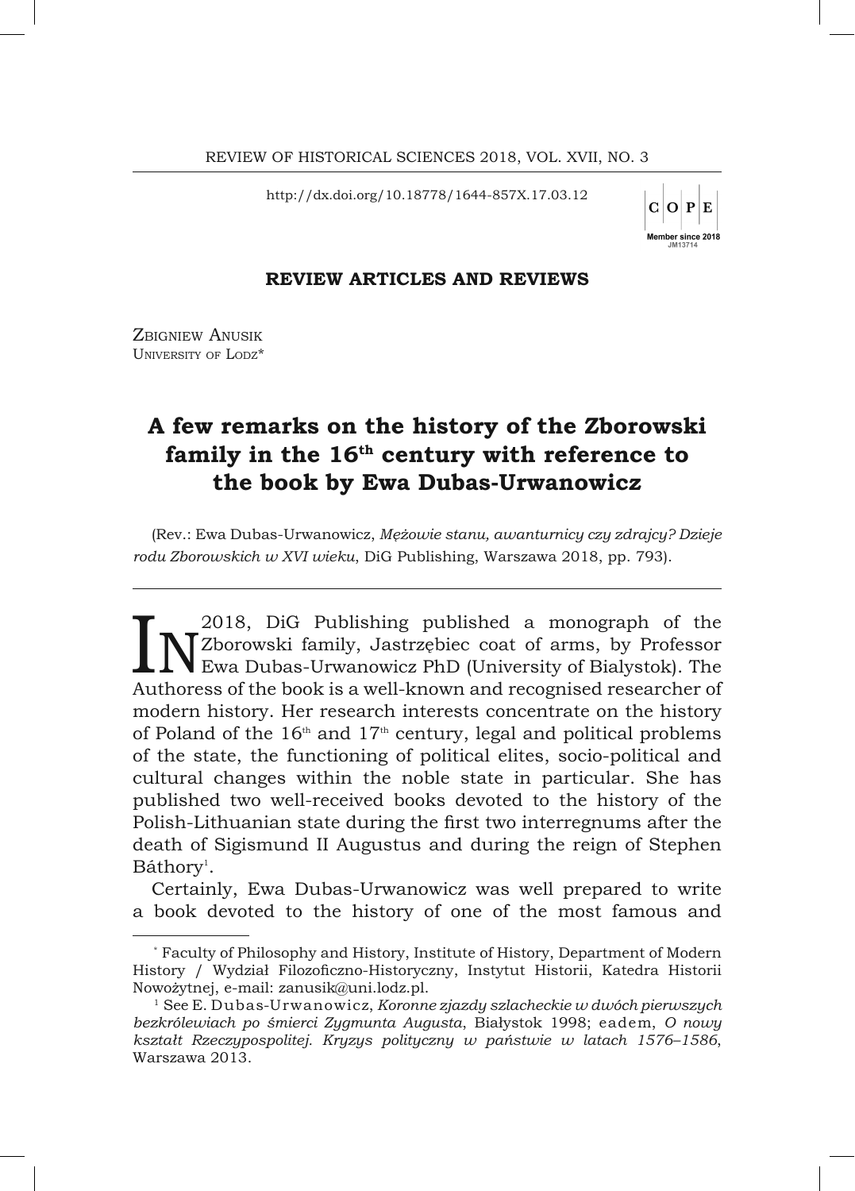http://dx.doi.org/10.18778/1644-857X.17.03.12

## REVIEW ARTICLES AND REVIEWS

Zbigniew Anusik
University of Lodz*

# A few remarks on the history of the Zborowski family in the 16th century with reference to the book by Ewa Dubas-Urwanowicz

(Rev.: Ewa Dubas-Urwanowicz, *Mężowie stanu, awanturnicy czy zdrajcy? Dzieje rodu Zborowskich w XVI wieku*, DiG Publishing, Warszawa 2018, pp. 793).

In 2018, DiG Publishing published a monograph of the Zborowski family, Jastrzębiec coat of arms, by Professor Ewa Dubas-Urwanowicz PhD (University of Bialystok). The Authoress of the book is a well-known and recognised researcher of modern history. Her research interests concentrate on the history of Poland of the 16th and 17th century, legal and political problems of the state, the functioning of political elites, socio-political and cultural changes within the noble state in particular. She has published two well-received books devoted to the history of the Polish-Lithuanian state during the first two interregnums after the death of Sigismund II Augustus and during the reign of Stephen Báthory[1].

Certainly, Ewa Dubas-Urwanowicz was well prepared to write a book devoted to the history of one of the most famous and

---

\* Faculty of Philosophy and History, Institute of History, Department of Modern History / Wydział Filozoficzno-Historyczny, Instytut Historii, Katedra Historii Nowożytnej, e-mail: zanusik@uni.lodz.pl.

[1] See E. Dubas-Urwanowicz, *Koronne zjazdy szlacheckie w dwóch pierwszych bezkrólewiach po śmierci Zygmunta Augusta*, Białystok 1998; eadem, *O nowy kształt Rzeczypospolitej. Kryzys polityczny w państwie w latach 1576–1586*, Warszawa 2013.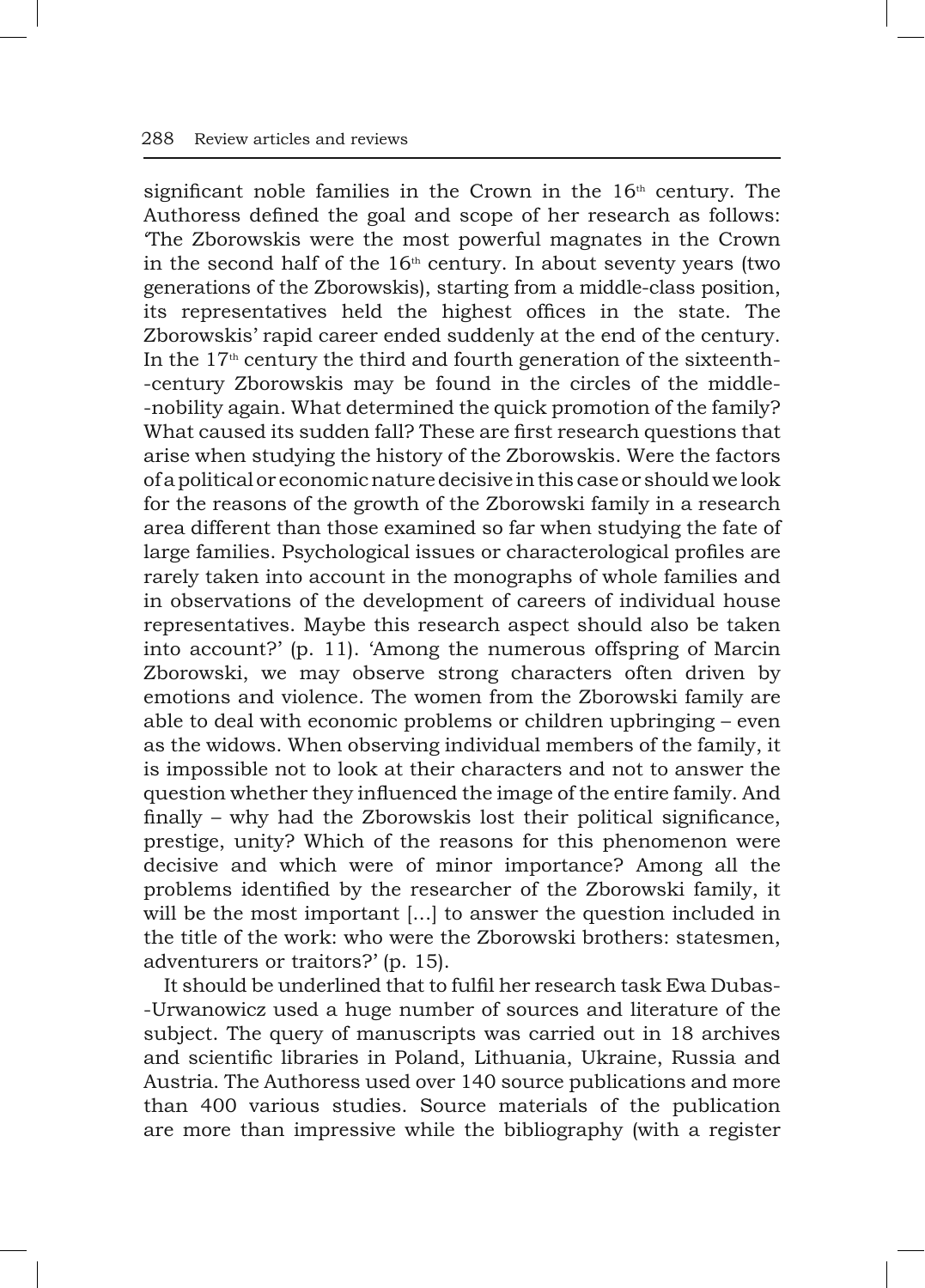significant noble families in the Crown in the 16th century. The Authoress defined the goal and scope of her research as follows: 'The Zborowskis were the most powerful magnates in the Crown in the second half of the 16th century. In about seventy years (two generations of the Zborowskis), starting from a middle-class position, its representatives held the highest offices in the state. The Zborowskis' rapid career ended suddenly at the end of the century. In the 17th century the third and fourth generation of the sixteenth-century Zborowskis may be found in the circles of the middle-nobility again. What determined the quick promotion of the family? What caused its sudden fall? These are first research questions that arise when studying the history of the Zborowskis. Were the factors of a political or economic nature decisive in this case or should we look for the reasons of the growth of the Zborowski family in a research area different than those examined so far when studying the fate of large families. Psychological issues or characterological profiles are rarely taken into account in the monographs of whole families and in observations of the development of careers of individual house representatives. Maybe this research aspect should also be taken into account?' (p. 11). 'Among the numerous offspring of Marcin Zborowski, we may observe strong characters often driven by emotions and violence. The women from the Zborowski family are able to deal with economic problems or children upbringing – even as the widows. When observing individual members of the family, it is impossible not to look at their characters and not to answer the question whether they influenced the image of the entire family. And finally – why had the Zborowskis lost their political significance, prestige, unity? Which of the reasons for this phenomenon were decisive and which were of minor importance? Among all the problems identified by the researcher of the Zborowski family, it will be the most important [...] to answer the question included in the title of the work: who were the Zborowski brothers: statesmen, adventurers or traitors?' (p. 15).

It should be underlined that to fulfil her research task Ewa Dubas-Urwanowicz used a huge number of sources and literature of the subject. The query of manuscripts was carried out in 18 archives and scientific libraries in Poland, Lithuania, Ukraine, Russia and Austria. The Authoress used over 140 source publications and more than 400 various studies. Source materials of the publication are more than impressive while the bibliography (with a register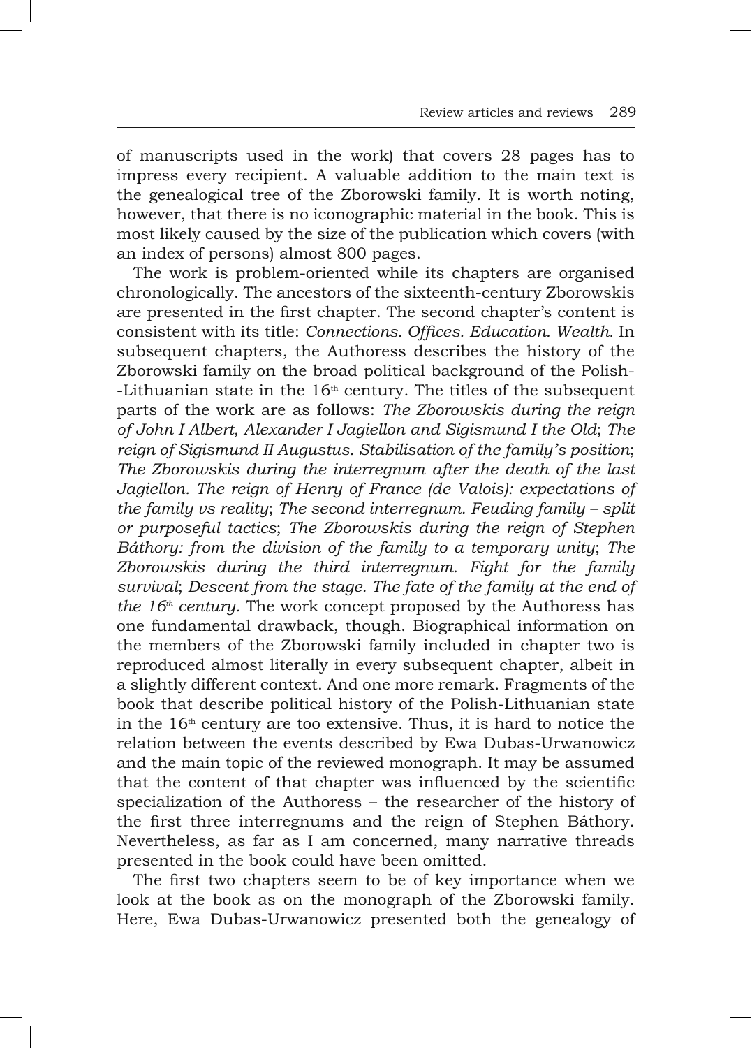of manuscripts used in the work) that covers 28 pages has to impress every recipient. A valuable addition to the main text is the genealogical tree of the Zborowski family. It is worth noting, however, that there is no iconographic material in the book. This is most likely caused by the size of the publication which covers (with an index of persons) almost 800 pages.

The work is problem-oriented while its chapters are organised chronologically. The ancestors of the sixteenth-century Zborowskis are presented in the first chapter. The second chapter's content is consistent with its title: *Connections. Offices. Education. Wealth.* In subsequent chapters, the Authoress describes the history of the Zborowski family on the broad political background of the Polish--Lithuanian state in the 16th century. The titles of the subsequent parts of the work are as follows: *The Zborowskis during the reign of John I Albert, Alexander I Jagiellon and Sigismund I the Old*; *The reign of Sigismund II Augustus. Stabilisation of the family's position*; *The Zborowskis during the interregnum after the death of the last Jagiellon. The reign of Henry of France (de Valois): expectations of the family vs reality*; *The second interregnum. Feuding family – split or purposeful tactics*; *The Zborowskis during the reign of Stephen Báthory: from the division of the family to a temporary unity*; *The Zborowskis during the third interregnum. Fight for the family survival*; *Descent from the stage. The fate of the family at the end of the 16th century.* The work concept proposed by the Authoress has one fundamental drawback, though. Biographical information on the members of the Zborowski family included in chapter two is reproduced almost literally in every subsequent chapter, albeit in a slightly different context. And one more remark. Fragments of the book that describe political history of the Polish-Lithuanian state in the 16th century are too extensive. Thus, it is hard to notice the relation between the events described by Ewa Dubas-Urwanowicz and the main topic of the reviewed monograph. It may be assumed that the content of that chapter was influenced by the scientific specialization of the Authoress – the researcher of the history of the first three interregnums and the reign of Stephen Báthory. Nevertheless, as far as I am concerned, many narrative threads presented in the book could have been omitted.

The first two chapters seem to be of key importance when we look at the book as on the monograph of the Zborowski family. Here, Ewa Dubas-Urwanowicz presented both the genealogy of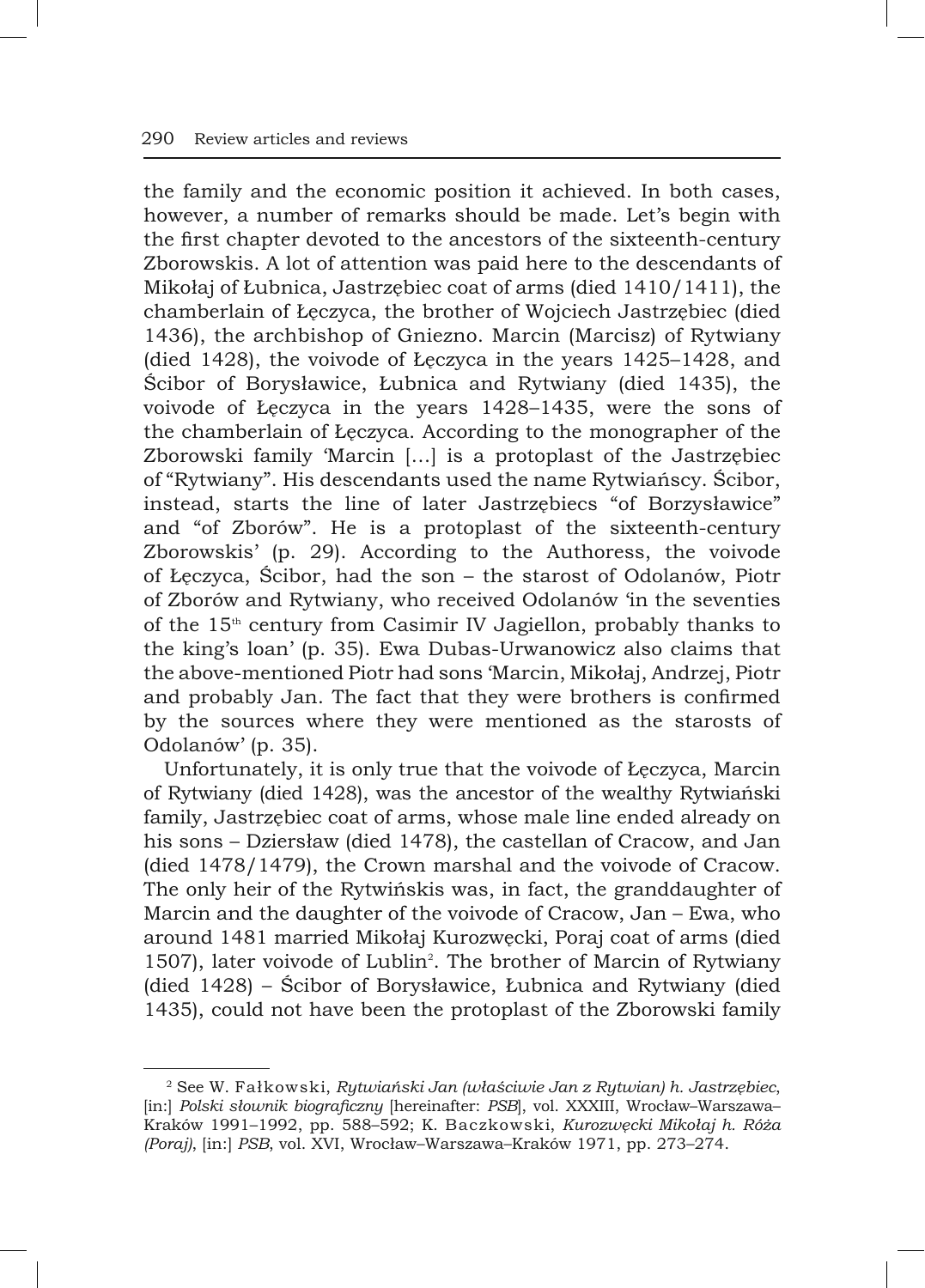the family and the economic position it achieved. In both cases, however, a number of remarks should be made. Let's begin with the first chapter devoted to the ancestors of the sixteenth-century Zborowskis. A lot of attention was paid here to the descendants of Mikołaj of Łubnica, Jastrzębiec coat of arms (died 1410/1411), the chamberlain of Łęczyca, the brother of Wojciech Jastrzębiec (died 1436), the archbishop of Gniezno. Marcin (Marcisz) of Rytwiany (died 1428), the voivode of Łęczyca in the years 1425–1428, and Ścibor of Borysławice, Łubnica and Rytwiany (died 1435), the voivode of Łęczyca in the years 1428–1435, were the sons of the chamberlain of Łęczyca. According to the monographer of the Zborowski family 'Marcin [...] is a protoplast of the Jastrzębiec of "Rytwiany". His descendants used the name Rytwiańscy. Ścibor, instead, starts the line of later Jastrzębiecs "of Borzysławice" and "of Zborów". He is a protoplast of the sixteenth-century Zborowskis' (p. 29). According to the Authoress, the voivode of Łęczyca, Ścibor, had the son – the starost of Odolanów, Piotr of Zborów and Rytwiany, who received Odolanów 'in the seventies of the 15th century from Casimir IV Jagiellon, probably thanks to the king's loan' (p. 35). Ewa Dubas-Urwanowicz also claims that the above-mentioned Piotr had sons 'Marcin, Mikołaj, Andrzej, Piotr and probably Jan. The fact that they were brothers is confirmed by the sources where they were mentioned as the starosts of Odolanów' (p. 35).

Unfortunately, it is only true that the voivode of Łęczyca, Marcin of Rytwiany (died 1428), was the ancestor of the wealthy Rytwiański family, Jastrzębiec coat of arms, whose male line ended already on his sons – Dziersław (died 1478), the castellan of Cracow, and Jan (died 1478/1479), the Crown marshal and the voivode of Cracow. The only heir of the Rytwińskis was, in fact, the granddaughter of Marcin and the daughter of the voivode of Cracow, Jan – Ewa, who around 1481 married Mikołaj Kurozwęcki, Poraj coat of arms (died 1507), later voivode of Lublin[2]. The brother of Marcin of Rytwiany (died 1428) – Ścibor of Borysławice, Łubnica and Rytwiany (died 1435), could not have been the protoplast of the Zborowski family

---

[2] See W. Fałkowski, *Rytwiański Jan (właściwie Jan z Rytwian) h. Jastrzębiec*, [in:] *Polski słownik biograficzny* [hereinafter: *PSB*], vol. XXXIII, Wrocław–Warszawa–Kraków 1991–1992, pp. 588–592; K. Baczkowski, *Kurozwęcki Mikołaj h. Róża (Poraj)*, [in:] *PSB*, vol. XVI, Wrocław–Warszawa–Kraków 1971, pp. 273–274.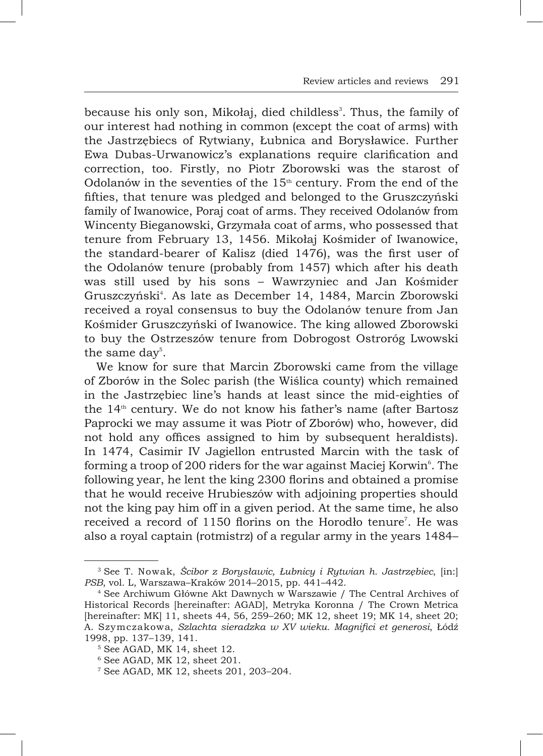because his only son, Mikołaj, died childless[3]. Thus, the family of our interest had nothing in common (except the coat of arms) with the Jastrzębiecs of Rytwiany, Łubnica and Borysławice. Further Ewa Dubas-Urwanowicz's explanations require clarification and correction, too. Firstly, no Piotr Zborowski was the starost of Odolanów in the seventies of the 15th century. From the end of the fifties, that tenure was pledged and belonged to the Gruszczyński family of Iwanowice, Poraj coat of arms. They received Odolanów from Wincenty Bieganowski, Grzymała coat of arms, who possessed that tenure from February 13, 1456. Mikołaj Kośmider of Iwanowice, the standard-bearer of Kalisz (died 1476), was the first user of the Odolanów tenure (probably from 1457) which after his death was still used by his sons – Wawrzyniec and Jan Kośmider Gruszczyński[4]. As late as December 14, 1484, Marcin Zborowski received a royal consensus to buy the Odolanów tenure from Jan Kośmider Gruszczyński of Iwanowice. The king allowed Zborowski to buy the Ostrzeszów tenure from Dobrogost Ostroróg Lwowski the same day[5].

We know for sure that Marcin Zborowski came from the village of Zborów in the Solec parish (the Wiślica county) which remained in the Jastrzębiec line's hands at least since the mid-eighties of the 14th century. We do not know his father's name (after Bartosz Paprocki we may assume it was Piotr of Zborów) who, however, did not hold any offices assigned to him by subsequent heraldists). In 1474, Casimir IV Jagiellon entrusted Marcin with the task of forming a troop of 200 riders for the war against Maciej Korwin[6]. The following year, he lent the king 2300 florins and obtained a promise that he would receive Hrubieszów with adjoining properties should not the king pay him off in a given period. At the same time, he also received a record of 1150 florins on the Horodło tenure[7]. He was also a royal captain (rotmistrz) of a regular army in the years 1484–

---

[3] See T. Nowak, *Ścibor z Borysławic, Łubnicy i Rytwian h. Jastrzębiec*, [in:] *PSB*, vol. L, Warszawa–Kraków 2014–2015, pp. 441–442.

[4] See Archiwum Główne Akt Dawnych w Warszawie / The Central Archives of Historical Records [hereinafter: AGAD], Metryka Koronna / The Crown Metrica [hereinafter: MK] 11, sheets 44, 56, 259–260; MK 12, sheet 19; MK 14, sheet 20; A. Szymczakowa, *Szlachta sieradzka w XV wieku. Magnifici et generosi*, Łódź 1998, pp. 137–139, 141.

[5] See AGAD, MK 14, sheet 12.

[6] See AGAD, MK 12, sheet 201.

[7] See AGAD, MK 12, sheets 201, 203–204.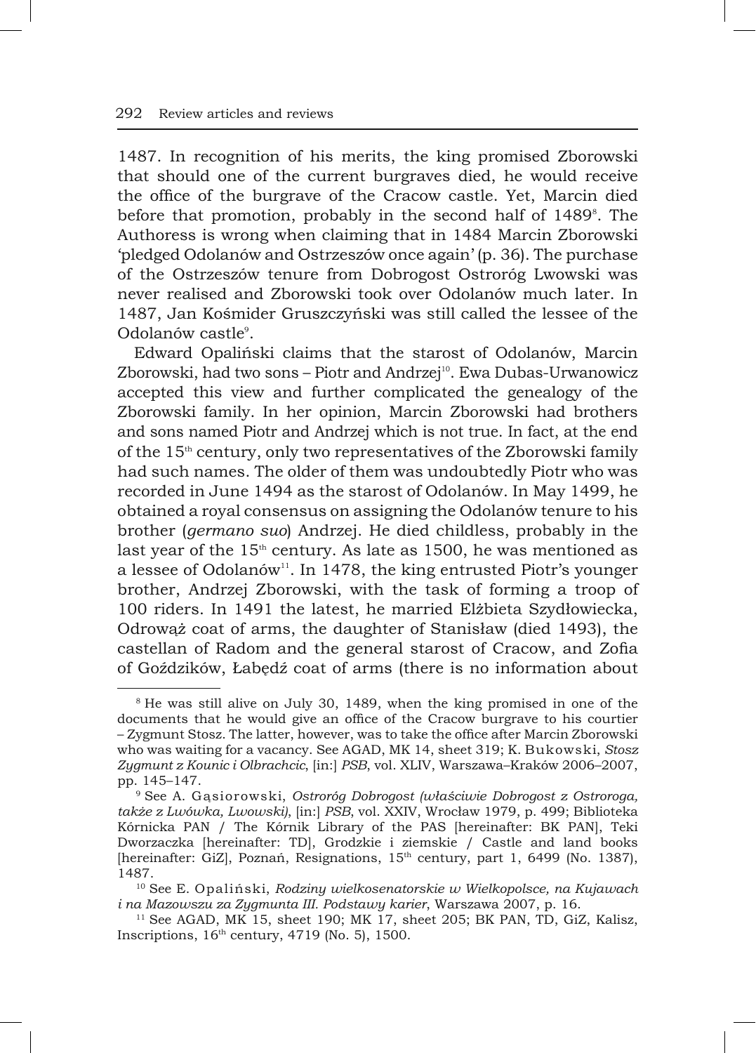1487. In recognition of his merits, the king promised Zborowski that should one of the current burgraves died, he would receive the office of the burgrave of the Cracow castle. Yet, Marcin died before that promotion, probably in the second half of 1489[8]. The Authoress is wrong when claiming that in 1484 Marcin Zborowski 'pledged Odolanów and Ostrzeszów once again' (p. 36). The purchase of the Ostrzeszów tenure from Dobrogost Ostroróg Lwowski was never realised and Zborowski took over Odolanów much later. In 1487, Jan Kośmider Gruszczyński was still called the lessee of the Odolanów castle[9].

Edward Opaliński claims that the starost of Odolanów, Marcin Zborowski, had two sons – Piotr and Andrzej[10]. Ewa Dubas-Urwanowicz accepted this view and further complicated the genealogy of the Zborowski family. In her opinion, Marcin Zborowski had brothers and sons named Piotr and Andrzej which is not true. In fact, at the end of the 15th century, only two representatives of the Zborowski family had such names. The older of them was undoubtedly Piotr who was recorded in June 1494 as the starost of Odolanów. In May 1499, he obtained a royal consensus on assigning the Odolanów tenure to his brother (*germano suo*) Andrzej. He died childless, probably in the last year of the 15th century. As late as 1500, he was mentioned as a lessee of Odolanów[11]. In 1478, the king entrusted Piotr's younger brother, Andrzej Zborowski, with the task of forming a troop of 100 riders. In 1491 the latest, he married Elżbieta Szydłowiecka, Odrowąż coat of arms, the daughter of Stanisław (died 1493), the castellan of Radom and the general starost of Cracow, and Zofia of Goździków, Łabędź coat of arms (there is no information about

---

[8] He was still alive on July 30, 1489, when the king promised in one of the documents that he would give an office of the Cracow burgrave to his courtier – Zygmunt Stosz. The latter, however, was to take the office after Marcin Zborowski who was waiting for a vacancy. See AGAD, MK 14, sheet 319; K. Bukowski, *Stosz Zygmunt z Kounic i Olbrachcic*, [in:] *PSB*, vol. XLIV, Warszawa–Kraków 2006–2007, pp. 145–147.

[9] See A. Gąsiorowski, *Ostroróg Dobrogost (właściwie Dobrogost z Ostroroga, także z Lwówka, Lwowski)*, [in:] *PSB*, vol. XXIV, Wrocław 1979, p. 499; Biblioteka Kórnicka PAN / The Kórnik Library of the PAS [hereinafter: BK PAN], Teki Dworzaczka [hereinafter: TD], Grodzkie i ziemskie / Castle and land books [hereinafter: GiZ], Poznań, Resignations, 15th century, part 1, 6499 (No. 1387), 1487.

[10] See E. Opaliński, *Rodziny wielkosenatorskie w Wielkopolsce, na Kujawach i na Mazowszu za Zygmunta III. Podstawy karier*, Warszawa 2007, p. 16.

[11] See AGAD, MK 15, sheet 190; MK 17, sheet 205; BK PAN, TD, GiZ, Kalisz, Inscriptions, 16th century, 4719 (No. 5), 1500.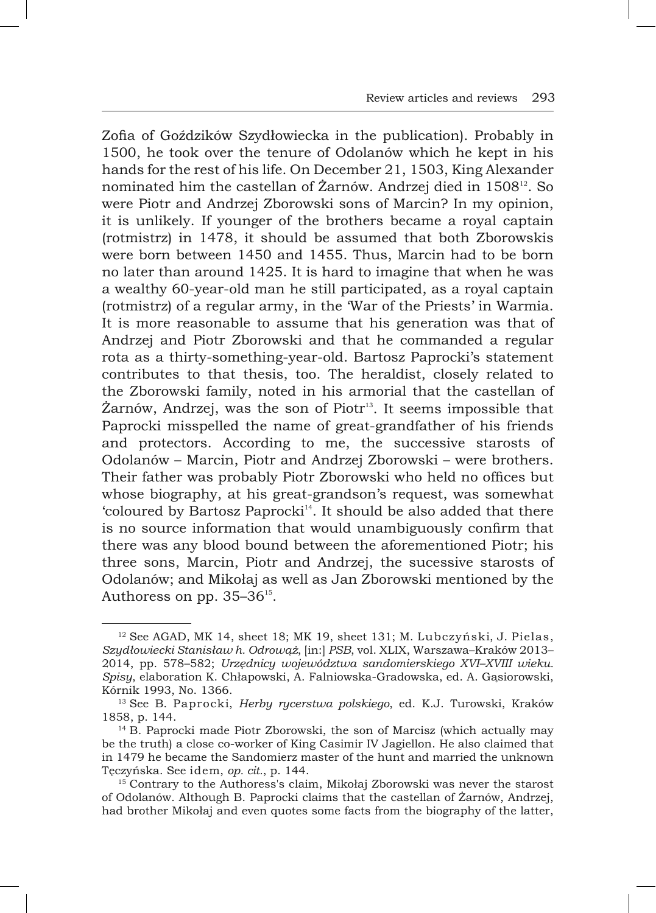Zofia of Goździków Szydłowiecka in the publication). Probably in 1500, he took over the tenure of Odolanów which he kept in his hands for the rest of his life. On December 21, 1503, King Alexander nominated him the castellan of Żarnów. Andrzej died in 1508[12]. So were Piotr and Andrzej Zborowski sons of Marcin? In my opinion, it is unlikely. If younger of the brothers became a royal captain (rotmistrz) in 1478, it should be assumed that both Zborowskis were born between 1450 and 1455. Thus, Marcin had to be born no later than around 1425. It is hard to imagine that when he was a wealthy 60-year-old man he still participated, as a royal captain (rotmistrz) of a regular army, in the 'War of the Priests' in Warmia. It is more reasonable to assume that his generation was that of Andrzej and Piotr Zborowski and that he commanded a regular rota as a thirty-something-year-old. Bartosz Paprocki's statement contributes to that thesis, too. The heraldist, closely related to the Zborowski family, noted in his armorial that the castellan of Żarnów, Andrzej, was the son of Piotr[13]. It seems impossible that Paprocki misspelled the name of great-grandfather of his friends and protectors. According to me, the successive starosts of Odolanów – Marcin, Piotr and Andrzej Zborowski – were brothers. Their father was probably Piotr Zborowski who held no offices but whose biography, at his great-grandson's request, was somewhat 'coloured by Bartosz Paprocki[14]. It should be also added that there is no source information that would unambiguously confirm that there was any blood bound between the aforementioned Piotr; his three sons, Marcin, Piotr and Andrzej, the sucessive starosts of Odolanów; and Mikołaj as well as Jan Zborowski mentioned by the Authoress on pp. 35–36[15].

---

[12] See AGAD, MK 14, sheet 18; MK 19, sheet 131; M. Lubczyński, J. Pielas, *Szydłowiecki Stanisław h. Odrowąż*, [in:] *PSB*, vol. XLIX, Warszawa–Kraków 2013–2014, pp. 578–582; *Urzędnicy województwa sandomierskiego XVI–XVIII wieku. Spisy*, elaboration K. Chłapowski, A. Falniowska-Gradowska, ed. A. Gąsiorowski, Kórnik 1993, No. 1366.

[13] See B. Paprocki, *Herby rycerstwa polskiego*, ed. K.J. Turowski, Kraków 1858, p. 144.

[14] B. Paprocki made Piotr Zborowski, the son of Marcisz (which actually may be the truth) a close co-worker of King Casimir IV Jagiellon. He also claimed that in 1479 he became the Sandomierz master of the hunt and married the unknown Tęczyńska. See idem, *op. cit.*, p. 144.

[15] Contrary to the Authoress's claim, Mikołaj Zborowski was never the starost of Odolanów. Although B. Paprocki claims that the castellan of Żarnów, Andrzej, had brother Mikołaj and even quotes some facts from the biography of the latter,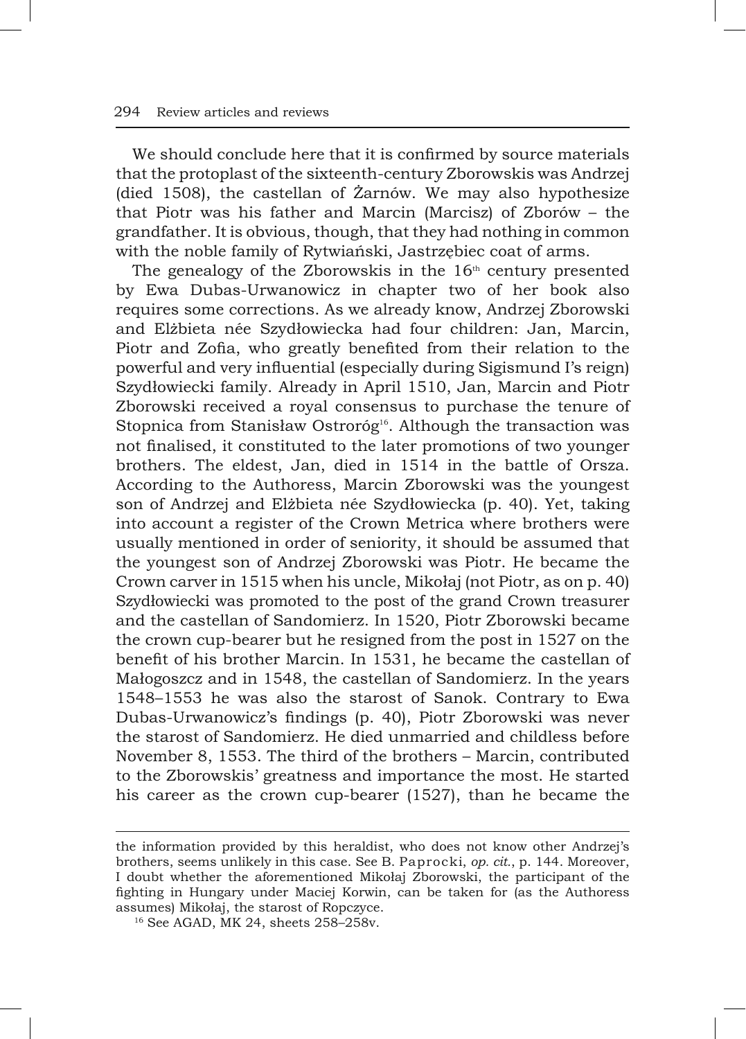We should conclude here that it is confirmed by source materials that the protoplast of the sixteenth-century Zborowskis was Andrzej (died 1508), the castellan of Żarnów. We may also hypothesize that Piotr was his father and Marcin (Marcisz) of Zborów – the grandfather. It is obvious, though, that they had nothing in common with the noble family of Rytwiański, Jastrzębiec coat of arms.

The genealogy of the Zborowskis in the 16th century presented by Ewa Dubas-Urwanowicz in chapter two of her book also requires some corrections. As we already know, Andrzej Zborowski and Elżbieta née Szydłowiecka had four children: Jan, Marcin, Piotr and Zofia, who greatly benefited from their relation to the powerful and very influential (especially during Sigismund I's reign) Szydłowiecki family. Already in April 1510, Jan, Marcin and Piotr Zborowski received a royal consensus to purchase the tenure of Stopnica from Stanisław Ostroróg[16]. Although the transaction was not finalised, it constituted to the later promotions of two younger brothers. The eldest, Jan, died in 1514 in the battle of Orsza. According to the Authoress, Marcin Zborowski was the youngest son of Andrzej and Elżbieta née Szydłowiecka (p. 40). Yet, taking into account a register of the Crown Metrica where brothers were usually mentioned in order of seniority, it should be assumed that the youngest son of Andrzej Zborowski was Piotr. He became the Crown carver in 1515 when his uncle, Mikołaj (not Piotr, as on p. 40) Szydłowiecki was promoted to the post of the grand Crown treasurer and the castellan of Sandomierz. In 1520, Piotr Zborowski became the crown cup-bearer but he resigned from the post in 1527 on the benefit of his brother Marcin. In 1531, he became the castellan of Małogoszcz and in 1548, the castellan of Sandomierz. In the years 1548–1553 he was also the starost of Sanok. Contrary to Ewa Dubas-Urwanowicz's findings (p. 40), Piotr Zborowski was never the starost of Sandomierz. He died unmarried and childless before November 8, 1553. The third of the brothers – Marcin, contributed to the Zborowskis' greatness and importance the most. He started his career as the crown cup-bearer (1527), than he became the

---

the information provided by this heraldist, who does not know other Andrzej's brothers, seems unlikely in this case. See B. Paprocki, *op. cit.*, p. 144. Moreover, I doubt whether the aforementioned Mikołaj Zborowski, the participant of the fighting in Hungary under Maciej Korwin, can be taken for (as the Authoress assumes) Mikołaj, the starost of Ropczyce.

[16] See AGAD, MK 24, sheets 258–258v.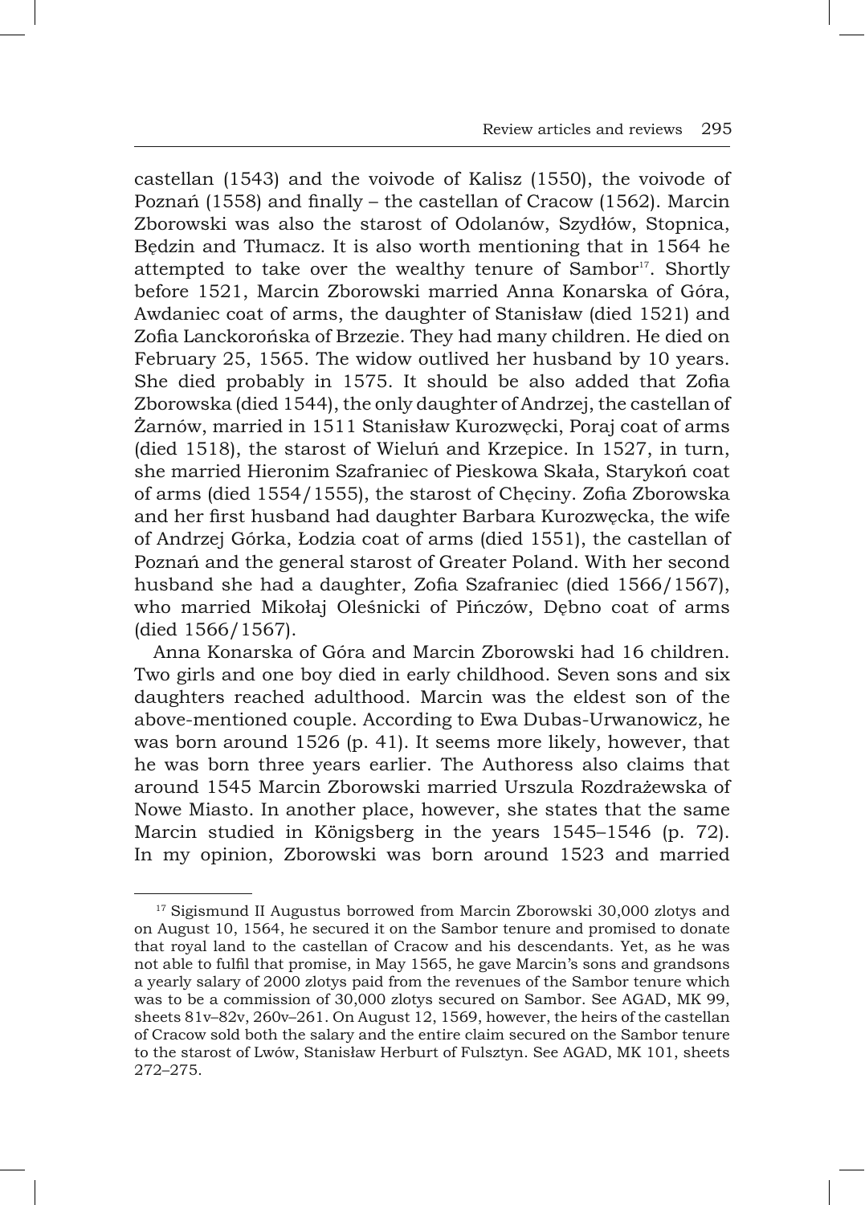castellan (1543) and the voivode of Kalisz (1550), the voivode of Poznań (1558) and finally – the castellan of Cracow (1562). Marcin Zborowski was also the starost of Odolanów, Szydłów, Stopnica, Będzin and Tłumacz. It is also worth mentioning that in 1564 he attempted to take over the wealthy tenure of Sambor[17]. Shortly before 1521, Marcin Zborowski married Anna Konarska of Góra, Awdaniec coat of arms, the daughter of Stanisław (died 1521) and Zofia Lanckorońska of Brzezie. They had many children. He died on February 25, 1565. The widow outlived her husband by 10 years. She died probably in 1575. It should be also added that Zofia Zborowska (died 1544), the only daughter of Andrzej, the castellan of Żarnów, married in 1511 Stanisław Kurozwęcki, Poraj coat of arms (died 1518), the starost of Wieluń and Krzepice. In 1527, in turn, she married Hieronim Szafraniec of Pieskowa Skała, Starykoń coat of arms (died 1554/1555), the starost of Chęciny. Zofia Zborowska and her first husband had daughter Barbara Kurozwęcka, the wife of Andrzej Górka, Łodzia coat of arms (died 1551), the castellan of Poznań and the general starost of Greater Poland. With her second husband she had a daughter, Zofia Szafraniec (died 1566/1567), who married Mikołaj Oleśnicki of Pińczów, Dębno coat of arms (died 1566/1567).

Anna Konarska of Góra and Marcin Zborowski had 16 children. Two girls and one boy died in early childhood. Seven sons and six daughters reached adulthood. Marcin was the eldest son of the above-mentioned couple. According to Ewa Dubas-Urwanowicz, he was born around 1526 (p. 41). It seems more likely, however, that he was born three years earlier. The Authoress also claims that around 1545 Marcin Zborowski married Urszula Rozdrażewska of Nowe Miasto. In another place, however, she states that the same Marcin studied in Königsberg in the years 1545–1546 (p. 72). In my opinion, Zborowski was born around 1523 and married

---

[17] Sigismund II Augustus borrowed from Marcin Zborowski 30,000 zlotys and on August 10, 1564, he secured it on the Sambor tenure and promised to donate that royal land to the castellan of Cracow and his descendants. Yet, as he was not able to fulfil that promise, in May 1565, he gave Marcin's sons and grandsons a yearly salary of 2000 zlotys paid from the revenues of the Sambor tenure which was to be a commission of 30,000 zlotys secured on Sambor. See AGAD, MK 99, sheets 81v–82v, 260v–261. On August 12, 1569, however, the heirs of the castellan of Cracow sold both the salary and the entire claim secured on the Sambor tenure to the starost of Lwów, Stanisław Herburt of Fulsztyn. See AGAD, MK 101, sheets 272–275.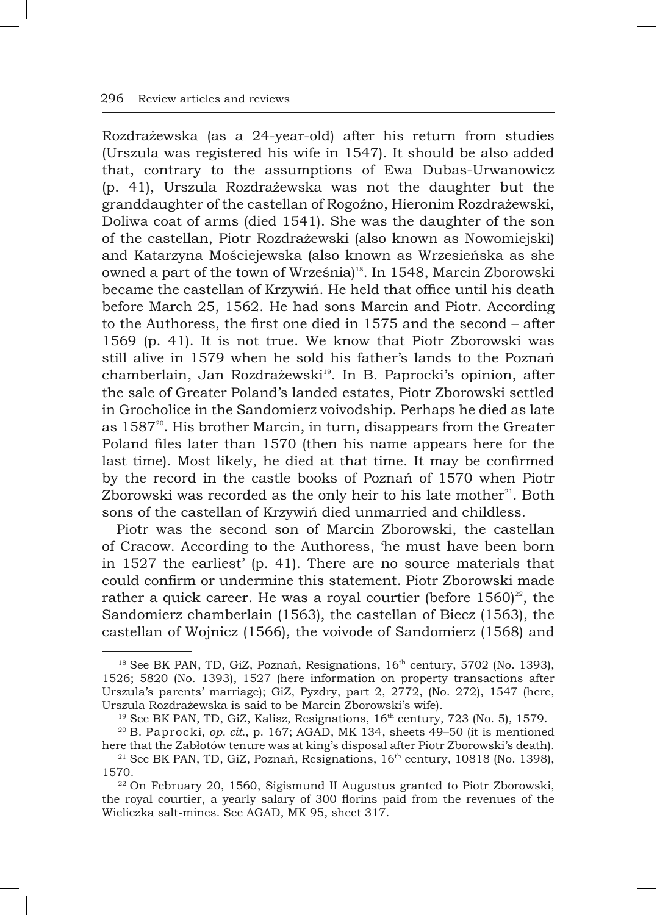Rozdrażewska (as a 24-year-old) after his return from studies (Urszula was registered his wife in 1547). It should be also added that, contrary to the assumptions of Ewa Dubas-Urwanowicz (p. 41), Urszula Rozdrażewska was not the daughter but the granddaughter of the castellan of Rogoźno, Hieronim Rozdrażewski, Doliwa coat of arms (died 1541). She was the daughter of the son of the castellan, Piotr Rozdrażewski (also known as Nowomiejski) and Katarzyna Mościejewska (also known as Wrzesieńska as she owned a part of the town of Września)[18]. In 1548, Marcin Zborowski became the castellan of Krzywiń. He held that office until his death before March 25, 1562. He had sons Marcin and Piotr. According to the Authoress, the first one died in 1575 and the second – after 1569 (p. 41). It is not true. We know that Piotr Zborowski was still alive in 1579 when he sold his father's lands to the Poznań chamberlain, Jan Rozdrażewski[19]. In B. Paprocki's opinion, after the sale of Greater Poland's landed estates, Piotr Zborowski settled in Grocholice in the Sandomierz voivodship. Perhaps he died as late as 1587[20]. His brother Marcin, in turn, disappears from the Greater Poland files later than 1570 (then his name appears here for the last time). Most likely, he died at that time. It may be confirmed by the record in the castle books of Poznań of 1570 when Piotr Zborowski was recorded as the only heir to his late mother[21]. Both sons of the castellan of Krzywiń died unmarried and childless.

Piotr was the second son of Marcin Zborowski, the castellan of Cracow. According to the Authoress, 'he must have been born in 1527 the earliest' (p. 41). There are no source materials that could confirm or undermine this statement. Piotr Zborowski made rather a quick career. He was a royal courtier (before 1560)[22], the Sandomierz chamberlain (1563), the castellan of Biecz (1563), the castellan of Wojnicz (1566), the voivode of Sandomierz (1568) and

---

[18] See BK PAN, TD, GiZ, Poznań, Resignations, 16th century, 5702 (No. 1393), 1526; 5820 (No. 1393), 1527 (here information on property transactions after Urszula's parents' marriage); GiZ, Pyzdry, part 2, 2772, (No. 272), 1547 (here, Urszula Rozdrażewska is said to be Marcin Zborowski's wife).

[19] See BK PAN, TD, GiZ, Kalisz, Resignations, 16th century, 723 (No. 5), 1579.

[20] B. Paprocki, *op. cit.*, p. 167; AGAD, MK 134, sheets 49–50 (it is mentioned here that the Zabłotów tenure was at king's disposal after Piotr Zborowski's death).

[21] See BK PAN, TD, GiZ, Poznań, Resignations, 16th century, 10818 (No. 1398), 1570.

[22] On February 20, 1560, Sigismund II Augustus granted to Piotr Zborowski, the royal courtier, a yearly salary of 300 florins paid from the revenues of the Wieliczka salt-mines. See AGAD, MK 95, sheet 317.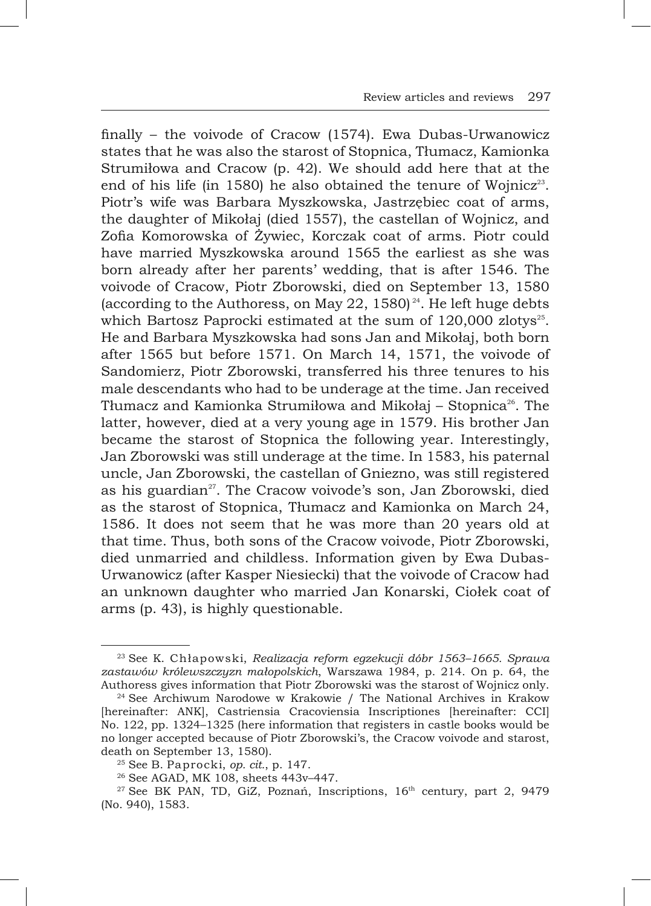finally – the voivode of Cracow (1574). Ewa Dubas-Urwanowicz states that he was also the starost of Stopnica, Tłumacz, Kamionka Strumiłowa and Cracow (p. 42). We should add here that at the end of his life (in 1580) he also obtained the tenure of Wojnicz[23]. Piotr's wife was Barbara Myszkowska, Jastrzębiec coat of arms, the daughter of Mikołaj (died 1557), the castellan of Wojnicz, and Zofia Komorowska of Żywiec, Korczak coat of arms. Piotr could have married Myszkowska around 1565 the earliest as she was born already after her parents' wedding, that is after 1546. The voivode of Cracow, Piotr Zborowski, died on September 13, 1580 (according to the Authoress, on May 22, 1580)[24]. He left huge debts which Bartosz Paprocki estimated at the sum of 120,000 zlotys[25]. He and Barbara Myszkowska had sons Jan and Mikołaj, both born after 1565 but before 1571. On March 14, 1571, the voivode of Sandomierz, Piotr Zborowski, transferred his three tenures to his male descendants who had to be underage at the time. Jan received Tłumacz and Kamionka Strumiłowa and Mikołaj – Stopnica[26]. The latter, however, died at a very young age in 1579. His brother Jan became the starost of Stopnica the following year. Interestingly, Jan Zborowski was still underage at the time. In 1583, his paternal uncle, Jan Zborowski, the castellan of Gniezno, was still registered as his guardian[27]. The Cracow voivode's son, Jan Zborowski, died as the starost of Stopnica, Tłumacz and Kamionka on March 24, 1586. It does not seem that he was more than 20 years old at that time. Thus, both sons of the Cracow voivode, Piotr Zborowski, died unmarried and childless. Information given by Ewa Dubas-Urwanowicz (after Kasper Niesiecki) that the voivode of Cracow had an unknown daughter who married Jan Konarski, Ciołek coat of arms (p. 43), is highly questionable.

---

[23] See K. Chłapowski, *Realizacja reform egzekucji dóbr 1563–1665. Sprawa zastawów królewszczyzn małopolskich*, Warszawa 1984, p. 214. On p. 64, the Authoress gives information that Piotr Zborowski was the starost of Wojnicz only.

[24] See Archiwum Narodowe w Krakowie / The National Archives in Krakow [hereinafter: ANK], Castriensia Cracoviensia Inscriptiones [hereinafter: CCI] No. 122, pp. 1324–1325 (here information that registers in castle books would be no longer accepted because of Piotr Zborowski's, the Cracow voivode and starost, death on September 13, 1580).

[25] See B. Paprocki, *op. cit.*, p. 147.

[26] See AGAD, MK 108, sheets 443v–447.

[27] See BK PAN, TD, GiZ, Poznań, Inscriptions, 16th century, part 2, 9479 (No. 940), 1583.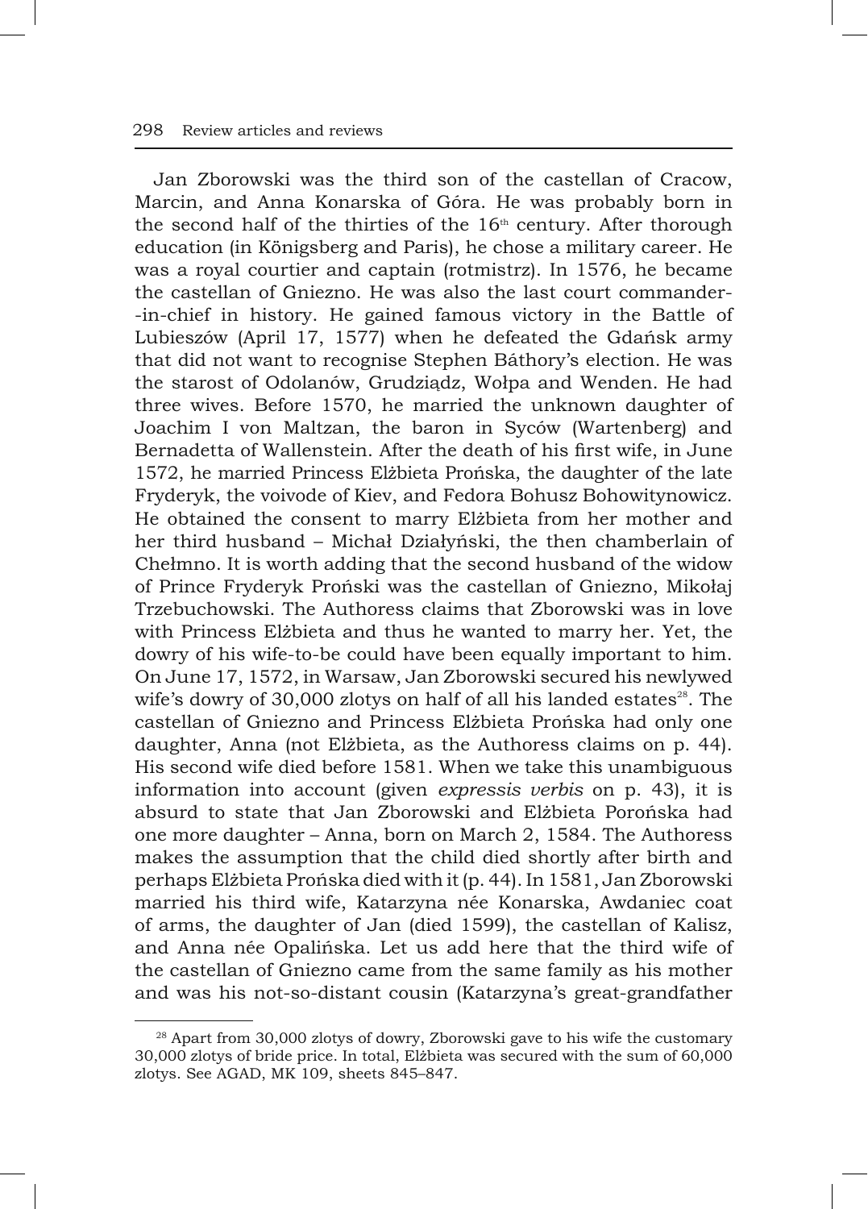Jan Zborowski was the third son of the castellan of Cracow, Marcin, and Anna Konarska of Góra. He was probably born in the second half of the thirties of the 16th century. After thorough education (in Königsberg and Paris), he chose a military career. He was a royal courtier and captain (rotmistrz). In 1576, he became the castellan of Gniezno. He was also the last court commander-in-chief in history. He gained famous victory in the Battle of Lubieszów (April 17, 1577) when he defeated the Gdańsk army that did not want to recognise Stephen Báthory's election. He was the starost of Odolanów, Grudziądz, Wołpa and Wenden. He had three wives. Before 1570, he married the unknown daughter of Joachim I von Maltzan, the baron in Syców (Wartenberg) and Bernadetta of Wallenstein. After the death of his first wife, in June 1572, he married Princess Elżbieta Prońska, the daughter of the late Fryderyk, the voivode of Kiev, and Fedora Bohusz Bohowitynowicz. He obtained the consent to marry Elżbieta from her mother and her third husband – Michał Działyński, the then chamberlain of Chełmno. It is worth adding that the second husband of the widow of Prince Fryderyk Proński was the castellan of Gniezno, Mikołaj Trzebuchowski. The Authoress claims that Zborowski was in love with Princess Elżbieta and thus he wanted to marry her. Yet, the dowry of his wife-to-be could have been equally important to him. On June 17, 1572, in Warsaw, Jan Zborowski secured his newlywed wife's dowry of 30,000 zlotys on half of all his landed estates[28]. The castellan of Gniezno and Princess Elżbieta Prońska had only one daughter, Anna (not Elżbieta, as the Authoress claims on p. 44). His second wife died before 1581. When we take this unambiguous information into account (given *expressis verbis* on p. 43), it is absurd to state that Jan Zborowski and Elżbieta Porońska had one more daughter – Anna, born on March 2, 1584. The Authoress makes the assumption that the child died shortly after birth and perhaps Elżbieta Prońska died with it (p. 44). In 1581, Jan Zborowski married his third wife, Katarzyna née Konarska, Awdaniec coat of arms, the daughter of Jan (died 1599), the castellan of Kalisz, and Anna née Opalińska. Let us add here that the third wife of the castellan of Gniezno came from the same family as his mother and was his not-so-distant cousin (Katarzyna's great-grandfather

[28] Apart from 30,000 zlotys of dowry, Zborowski gave to his wife the customary 30,000 zlotys of bride price. In total, Elżbieta was secured with the sum of 60,000 zlotys. See AGAD, MK 109, sheets 845–847.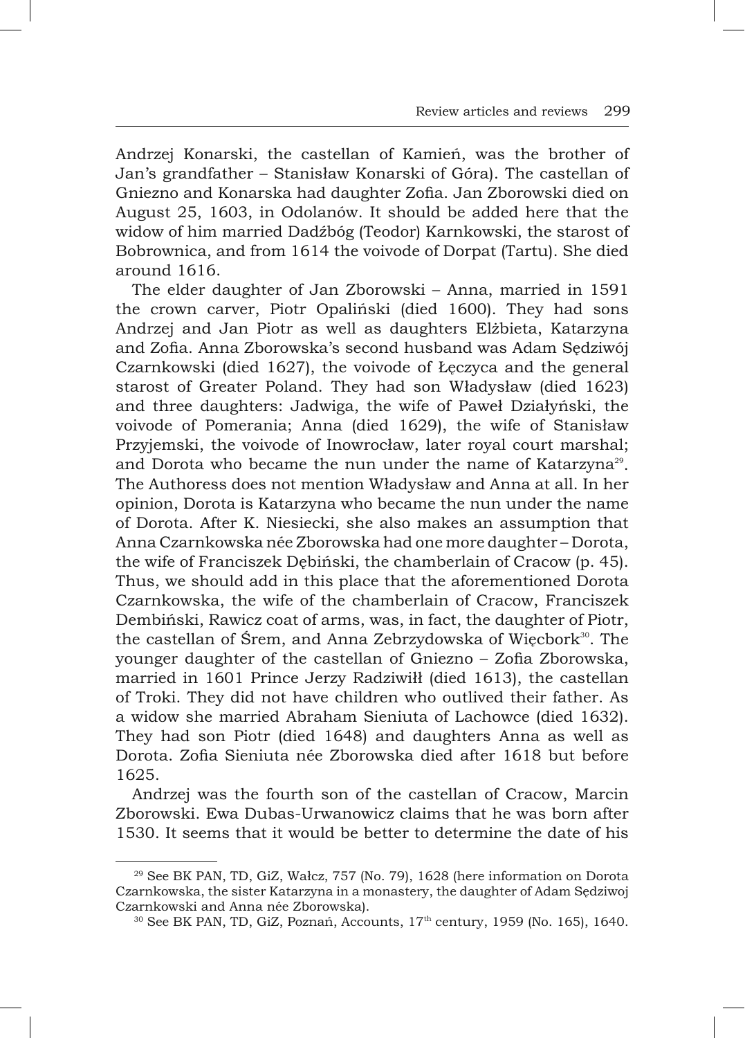Andrzej Konarski, the castellan of Kamień, was the brother of Jan's grandfather – Stanisław Konarski of Góra). The castellan of Gniezno and Konarska had daughter Zofia. Jan Zborowski died on August 25, 1603, in Odolanów. It should be added here that the widow of him married Dadźbóg (Teodor) Karnkowski, the starost of Bobrownica, and from 1614 the voivode of Dorpat (Tartu). She died around 1616.

The elder daughter of Jan Zborowski – Anna, married in 1591 the crown carver, Piotr Opaliński (died 1600). They had sons Andrzej and Jan Piotr as well as daughters Elżbieta, Katarzyna and Zofia. Anna Zborowska's second husband was Adam Sędziwój Czarnkowski (died 1627), the voivode of Łęczyca and the general starost of Greater Poland. They had son Władysław (died 1623) and three daughters: Jadwiga, the wife of Paweł Działyński, the voivode of Pomerania; Anna (died 1629), the wife of Stanisław Przyjemski, the voivode of Inowrocław, later royal court marshal; and Dorota who became the nun under the name of Katarzyna[29]. The Authoress does not mention Władysław and Anna at all. In her opinion, Dorota is Katarzyna who became the nun under the name of Dorota. After K. Niesiecki, she also makes an assumption that Anna Czarnkowska née Zborowska had one more daughter – Dorota, the wife of Franciszek Dębiński, the chamberlain of Cracow (p. 45). Thus, we should add in this place that the aforementioned Dorota Czarnkowska, the wife of the chamberlain of Cracow, Franciszek Dembiński, Rawicz coat of arms, was, in fact, the daughter of Piotr, the castellan of Śrem, and Anna Zebrzydowska of Więcbork[30]. The younger daughter of the castellan of Gniezno – Zofia Zborowska, married in 1601 Prince Jerzy Radziwiłł (died 1613), the castellan of Troki. They did not have children who outlived their father. As a widow she married Abraham Sieniuta of Lachowce (died 1632). They had son Piotr (died 1648) and daughters Anna as well as Dorota. Zofia Sieniuta née Zborowska died after 1618 but before 1625.

Andrzej was the fourth son of the castellan of Cracow, Marcin Zborowski. Ewa Dubas-Urwanowicz claims that he was born after 1530. It seems that it would be better to determine the date of his

---

[29] See BK PAN, TD, GiZ, Wałcz, 757 (No. 79), 1628 (here information on Dorota Czarnkowska, the sister Katarzyna in a monastery, the daughter of Adam Sędziwoj Czarnkowski and Anna née Zborowska).

[30] See BK PAN, TD, GiZ, Poznań, Accounts, 17th century, 1959 (No. 165), 1640.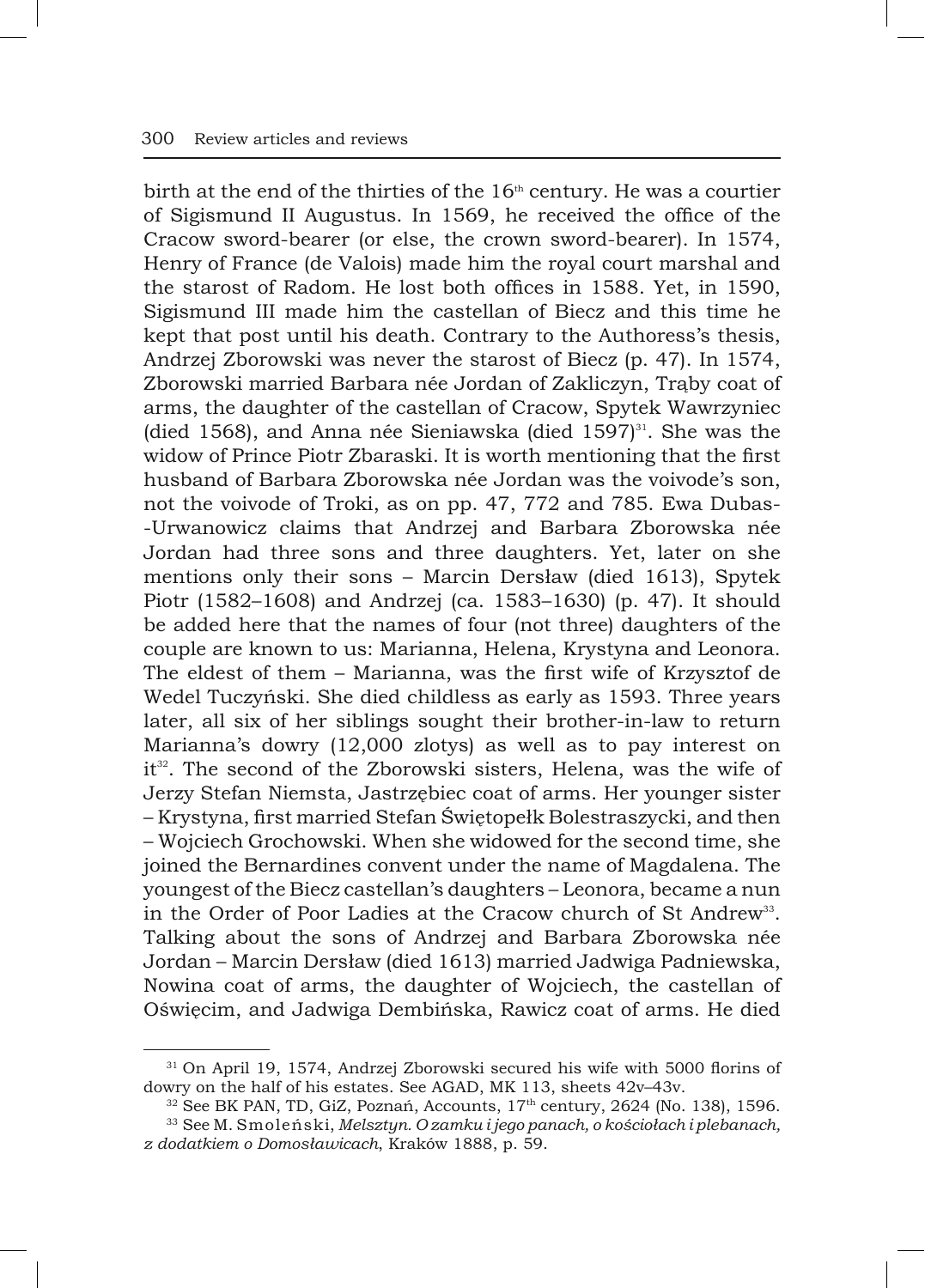birth at the end of the thirties of the 16th century. He was a courtier of Sigismund II Augustus. In 1569, he received the office of the Cracow sword-bearer (or else, the crown sword-bearer). In 1574, Henry of France (de Valois) made him the royal court marshal and the starost of Radom. He lost both offices in 1588. Yet, in 1590, Sigismund III made him the castellan of Biecz and this time he kept that post until his death. Contrary to the Authoress's thesis, Andrzej Zborowski was never the starost of Biecz (p. 47). In 1574, Zborowski married Barbara née Jordan of Zakliczyn, Trąby coat of arms, the daughter of the castellan of Cracow, Spytek Wawrzyniec (died 1568), and Anna née Sieniawska (died 1597)[31]. She was the widow of Prince Piotr Zbaraski. It is worth mentioning that the first husband of Barbara Zborowska née Jordan was the voivode's son, not the voivode of Troki, as on pp. 47, 772 and 785. Ewa Dubas-Urwanowicz claims that Andrzej and Barbara Zborowska née Jordan had three sons and three daughters. Yet, later on she mentions only their sons – Marcin Dersław (died 1613), Spytek Piotr (1582–1608) and Andrzej (ca. 1583–1630) (p. 47). It should be added here that the names of four (not three) daughters of the couple are known to us: Marianna, Helena, Krystyna and Leonora. The eldest of them – Marianna, was the first wife of Krzysztof de Wedel Tuczyński. She died childless as early as 1593. Three years later, all six of her siblings sought their brother-in-law to return Marianna's dowry (12,000 zlotys) as well as to pay interest on it[32]. The second of the Zborowski sisters, Helena, was the wife of Jerzy Stefan Niemsta, Jastrzębiec coat of arms. Her younger sister – Krystyna, first married Stefan Świętopełk Bolestraszycki, and then – Wojciech Grochowski. When she widowed for the second time, she joined the Bernardines convent under the name of Magdalena. The youngest of the Biecz castellan's daughters – Leonora, became a nun in the Order of Poor Ladies at the Cracow church of St Andrew[33]. Talking about the sons of Andrzej and Barbara Zborowska née Jordan – Marcin Dersław (died 1613) married Jadwiga Padniewska, Nowina coat of arms, the daughter of Wojciech, the castellan of Oświęcim, and Jadwiga Dembińska, Rawicz coat of arms. He died

---

[31] On April 19, 1574, Andrzej Zborowski secured his wife with 5000 florins of dowry on the half of his estates. See AGAD, MK 113, sheets 42v–43v.

[32] See BK PAN, TD, GiZ, Poznań, Accounts, 17th century, 2624 (No. 138), 1596.

[33] See M. Smoleński, *Melsztyn. O zamku i jego panach, o kościołach i plebanach, z dodatkiem o Domosławicach*, Kraków 1888, p. 59.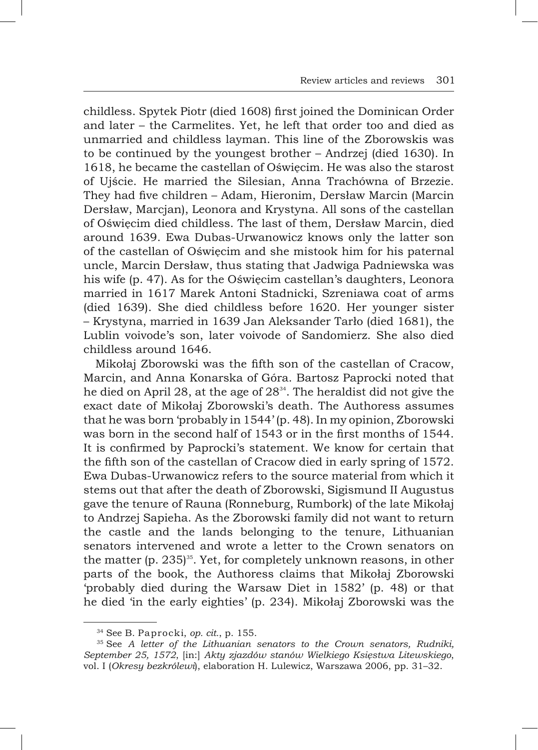childless. Spytek Piotr (died 1608) first joined the Dominican Order and later – the Carmelites. Yet, he left that order too and died as unmarried and childless layman. This line of the Zborowskis was to be continued by the youngest brother – Andrzej (died 1630). In 1618, he became the castellan of Oświęcim. He was also the starost of Ujście. He married the Silesian, Anna Trachówna of Brzezie. They had five children – Adam, Hieronim, Dersław Marcin (Marcin Dersław, Marcjan), Leonora and Krystyna. All sons of the castellan of Oświęcim died childless. The last of them, Dersław Marcin, died around 1639. Ewa Dubas-Urwanowicz knows only the latter son of the castellan of Oświęcim and she mistook him for his paternal uncle, Marcin Dersław, thus stating that Jadwiga Padniewska was his wife (p. 47). As for the Oświęcim castellan's daughters, Leonora married in 1617 Marek Antoni Stadnicki, Szreniawa coat of arms (died 1639). She died childless before 1620. Her younger sister – Krystyna, married in 1639 Jan Aleksander Tarło (died 1681), the Lublin voivode's son, later voivode of Sandomierz. She also died childless around 1646.

Mikołaj Zborowski was the fifth son of the castellan of Cracow, Marcin, and Anna Konarska of Góra. Bartosz Paprocki noted that he died on April 28, at the age of 28[34]. The heraldist did not give the exact date of Mikołaj Zborowski's death. The Authoress assumes that he was born 'probably in 1544' (p. 48). In my opinion, Zborowski was born in the second half of 1543 or in the first months of 1544. It is confirmed by Paprocki's statement. We know for certain that the fifth son of the castellan of Cracow died in early spring of 1572. Ewa Dubas-Urwanowicz refers to the source material from which it stems out that after the death of Zborowski, Sigismund II Augustus gave the tenure of Rauna (Ronneburg, Rumbork) of the late Mikołaj to Andrzej Sapieha. As the Zborowski family did not want to return the castle and the lands belonging to the tenure, Lithuanian senators intervened and wrote a letter to the Crown senators on the matter (p. 235)[35]. Yet, for completely unknown reasons, in other parts of the book, the Authoress claims that Mikołaj Zborowski 'probably died during the Warsaw Diet in 1582' (p. 48) or that he died 'in the early eighties' (p. 234). Mikołaj Zborowski was the

---

[34] See B. Paprocki, *op. cit.*, p. 155.

[35] See *A letter of the Lithuanian senators to the Crown senators, Rudniki, September 25, 1572*, [in:] *Akty zjazdów stanów Wielkiego Księstwa Litewskiego*, vol. I (*Okresy bezkrólewi*), elaboration H. Lulewicz, Warszawa 2006, pp. 31–32.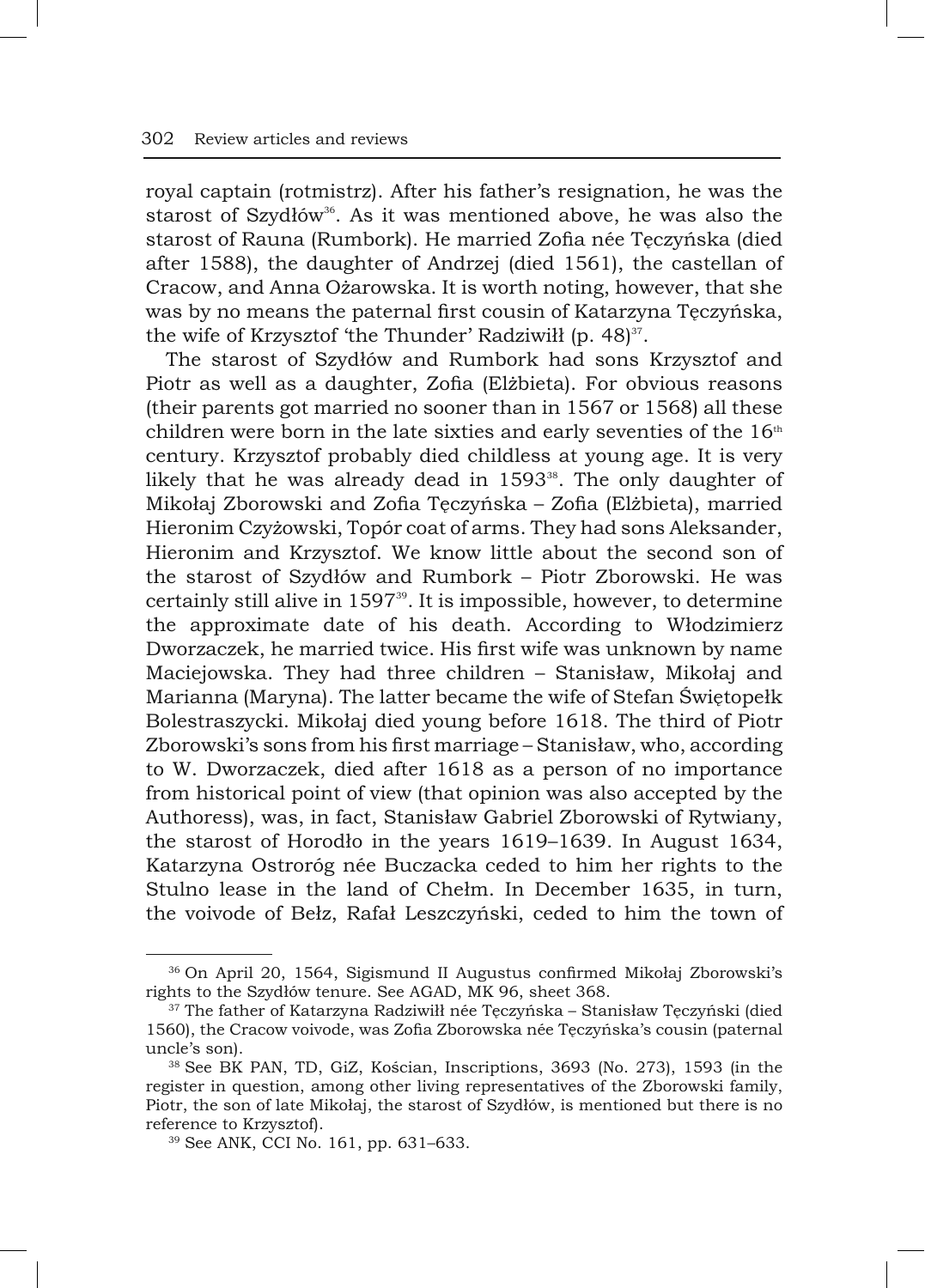royal captain (rotmistrz). After his father's resignation, he was the starost of Szydłów[36]. As it was mentioned above, he was also the starost of Rauna (Rumbork). He married Zofia née Tęczyńska (died after 1588), the daughter of Andrzej (died 1561), the castellan of Cracow, and Anna Ożarowska. It is worth noting, however, that she was by no means the paternal first cousin of Katarzyna Tęczyńska, the wife of Krzysztof 'the Thunder' Radziwiłł (p. 48)[37].

The starost of Szydłów and Rumbork had sons Krzysztof and Piotr as well as a daughter, Zofia (Elżbieta). For obvious reasons (their parents got married no sooner than in 1567 or 1568) all these children were born in the late sixties and early seventies of the 16th century. Krzysztof probably died childless at young age. It is very likely that he was already dead in 1593[38]. The only daughter of Mikołaj Zborowski and Zofia Tęczyńska – Zofia (Elżbieta), married Hieronim Czyżowski, Topór coat of arms. They had sons Aleksander, Hieronim and Krzysztof. We know little about the second son of the starost of Szydłów and Rumbork – Piotr Zborowski. He was certainly still alive in 1597[39]. It is impossible, however, to determine the approximate date of his death. According to Włodzimierz Dworzaczek, he married twice. His first wife was unknown by name Maciejowska. They had three children – Stanisław, Mikołaj and Marianna (Maryna). The latter became the wife of Stefan Świętopełk Bolestraszycki. Mikołaj died young before 1618. The third of Piotr Zborowski's sons from his first marriage – Stanisław, who, according to W. Dworzaczek, died after 1618 as a person of no importance from historical point of view (that opinion was also accepted by the Authoress), was, in fact, Stanisław Gabriel Zborowski of Rytwiany, the starost of Horodło in the years 1619–1639. In August 1634, Katarzyna Ostroróg née Buczacka ceded to him her rights to the Stulno lease in the land of Chełm. In December 1635, in turn, the voivode of Bełz, Rafał Leszczyński, ceded to him the town of

---

[36] On April 20, 1564, Sigismund II Augustus confirmed Mikołaj Zborowski's rights to the Szydłów tenure. See AGAD, MK 96, sheet 368.

[37] The father of Katarzyna Radziwiłł née Tęczyńska – Stanisław Tęczyński (died 1560), the Cracow voivode, was Zofia Zborowska née Tęczyńska's cousin (paternal uncle's son).

[38] See BK PAN, TD, GiZ, Kościan, Inscriptions, 3693 (No. 273), 1593 (in the register in question, among other living representatives of the Zborowski family, Piotr, the son of late Mikołaj, the starost of Szydłów, is mentioned but there is no reference to Krzysztof).

[39] See ANK, CCI No. 161, pp. 631–633.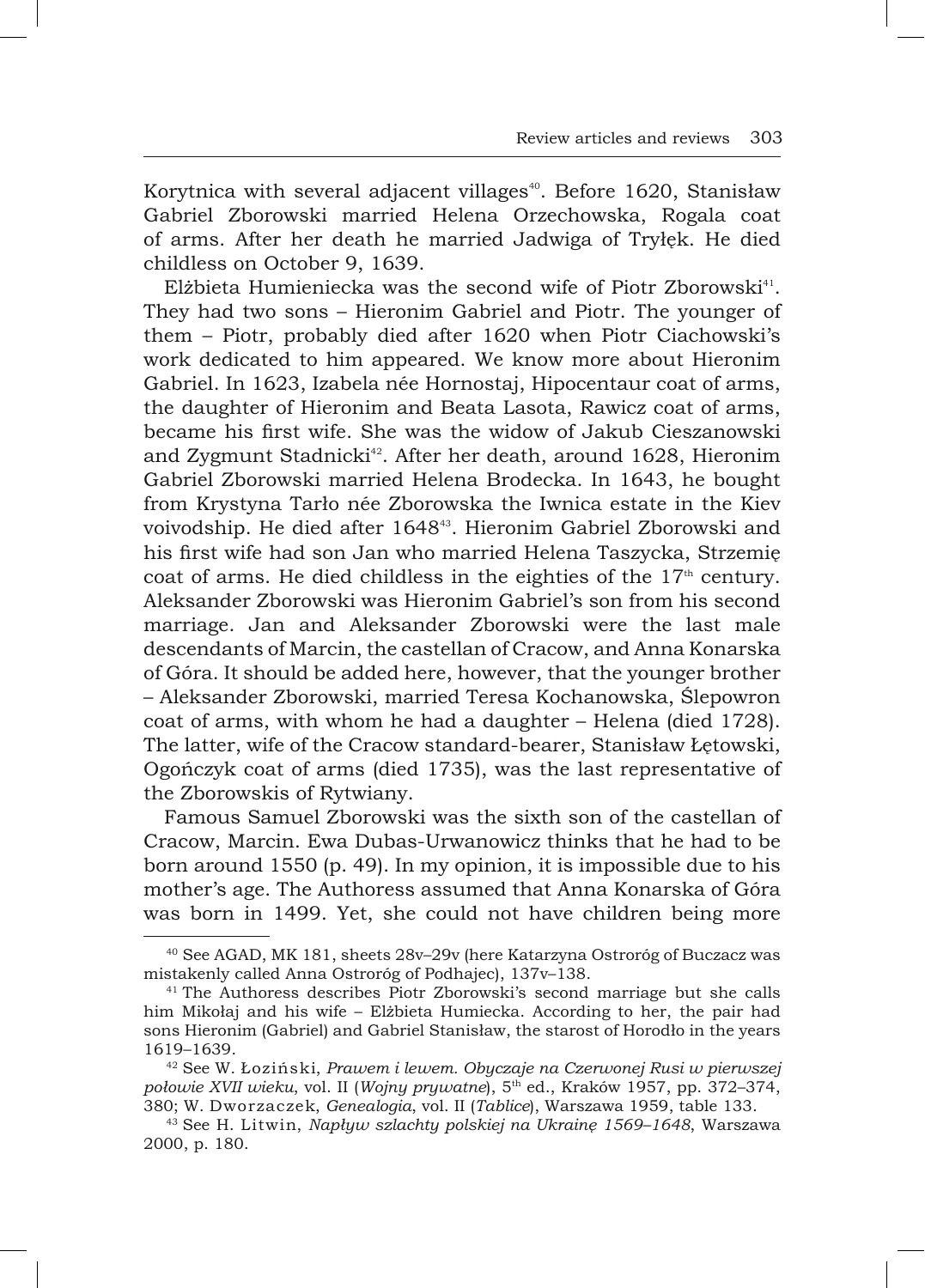Korytnica with several adjacent villages[40]. Before 1620, Stanisław Gabriel Zborowski married Helena Orzechowska, Rogala coat of arms. After her death he married Jadwiga of Tryłęk. He died childless on October 9, 1639.

Elżbieta Humieniecka was the second wife of Piotr Zborowski[41]. They had two sons – Hieronim Gabriel and Piotr. The younger of them – Piotr, probably died after 1620 when Piotr Ciachowski's work dedicated to him appeared. We know more about Hieronim Gabriel. In 1623, Izabela née Hornostaj, Hipocentaur coat of arms, the daughter of Hieronim and Beata Lasota, Rawicz coat of arms, became his first wife. She was the widow of Jakub Cieszanowski and Zygmunt Stadnicki[42]. After her death, around 1628, Hieronim Gabriel Zborowski married Helena Brodecka. In 1643, he bought from Krystyna Tarło née Zborowska the Iwnica estate in the Kiev voivodship. He died after 1648[43]. Hieronim Gabriel Zborowski and his first wife had son Jan who married Helena Taszycka, Strzemię coat of arms. He died childless in the eighties of the 17th century. Aleksander Zborowski was Hieronim Gabriel's son from his second marriage. Jan and Aleksander Zborowski were the last male descendants of Marcin, the castellan of Cracow, and Anna Konarska of Góra. It should be added here, however, that the younger brother – Aleksander Zborowski, married Teresa Kochanowska, Ślepowron coat of arms, with whom he had a daughter – Helena (died 1728). The latter, wife of the Cracow standard-bearer, Stanisław Łętowski, Ogończyk coat of arms (died 1735), was the last representative of the Zborowskis of Rytwiany.

Famous Samuel Zborowski was the sixth son of the castellan of Cracow, Marcin. Ewa Dubas-Urwanowicz thinks that he had to be born around 1550 (p. 49). In my opinion, it is impossible due to his mother's age. The Authoress assumed that Anna Konarska of Góra was born in 1499. Yet, she could not have children being more

---

[40] See AGAD, MK 181, sheets 28v–29v (here Katarzyna Ostroróg of Buczacz was mistakenly called Anna Ostroróg of Podhajec), 137v–138.

[41] The Authoress describes Piotr Zborowski's second marriage but she calls him Mikołaj and his wife – Elżbieta Humiecka. According to her, the pair had sons Hieronim (Gabriel) and Gabriel Stanisław, the starost of Horodło in the years 1619–1639.

[42] See W. Łoziński, *Prawem i lewem. Obyczaje na Czerwonej Rusi w pierwszej połowie XVII wieku*, vol. II (*Wojny prywatne*), 5th ed., Kraków 1957, pp. 372–374, 380; W. Dworzaczek, *Genealogia*, vol. II (*Tablice*), Warszawa 1959, table 133.

[43] See H. Litwin, *Napływ szlachty polskiej na Ukrainę 1569–1648*, Warszawa 2000, p. 180.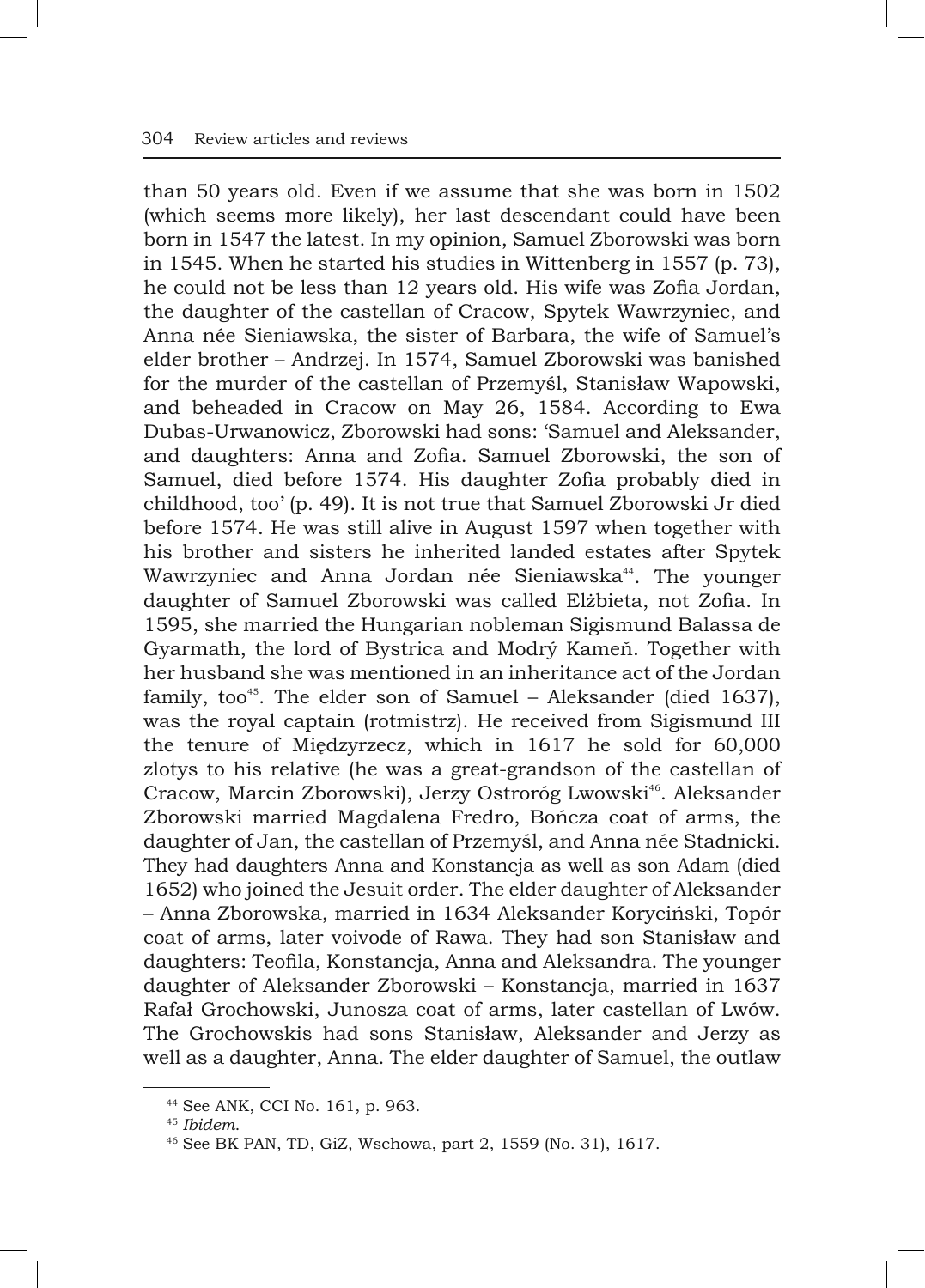than 50 years old. Even if we assume that she was born in 1502 (which seems more likely), her last descendant could have been born in 1547 the latest. In my opinion, Samuel Zborowski was born in 1545. When he started his studies in Wittenberg in 1557 (p. 73), he could not be less than 12 years old. His wife was Zofia Jordan, the daughter of the castellan of Cracow, Spytek Wawrzyniec, and Anna née Sieniawska, the sister of Barbara, the wife of Samuel's elder brother – Andrzej. In 1574, Samuel Zborowski was banished for the murder of the castellan of Przemyśl, Stanisław Wapowski, and beheaded in Cracow on May 26, 1584. According to Ewa Dubas-Urwanowicz, Zborowski had sons: 'Samuel and Aleksander, and daughters: Anna and Zofia. Samuel Zborowski, the son of Samuel, died before 1574. His daughter Zofia probably died in childhood, too' (p. 49). It is not true that Samuel Zborowski Jr died before 1574. He was still alive in August 1597 when together with his brother and sisters he inherited landed estates after Spytek Wawrzyniec and Anna Jordan née Sieniawska[44]. The younger daughter of Samuel Zborowski was called Elżbieta, not Zofia. In 1595, she married the Hungarian nobleman Sigismund Balassa de Gyarmath, the lord of Bystrica and Modrý Kameň. Together with her husband she was mentioned in an inheritance act of the Jordan family, too[45]. The elder son of Samuel – Aleksander (died 1637), was the royal captain (rotmistrz). He received from Sigismund III the tenure of Międzyrzecz, which in 1617 he sold for 60,000 zlotys to his relative (he was a great-grandson of the castellan of Cracow, Marcin Zborowski), Jerzy Ostroróg Lwowski[46]. Aleksander Zborowski married Magdalena Fredro, Bończa coat of arms, the daughter of Jan, the castellan of Przemyśl, and Anna née Stadnicki. They had daughters Anna and Konstancja as well as son Adam (died 1652) who joined the Jesuit order. The elder daughter of Aleksander – Anna Zborowska, married in 1634 Aleksander Koryciński, Topór coat of arms, later voivode of Rawa. They had son Stanisław and daughters: Teofila, Konstancja, Anna and Aleksandra. The younger daughter of Aleksander Zborowski – Konstancja, married in 1637 Rafał Grochowski, Junosza coat of arms, later castellan of Lwów. The Grochowskis had sons Stanisław, Aleksander and Jerzy as well as a daughter, Anna. The elder daughter of Samuel, the outlaw

---

[44] See ANK, CCI No. 161, p. 963.

[45] *Ibidem.*

[46] See BK PAN, TD, GiZ, Wschowa, part 2, 1559 (No. 31), 1617.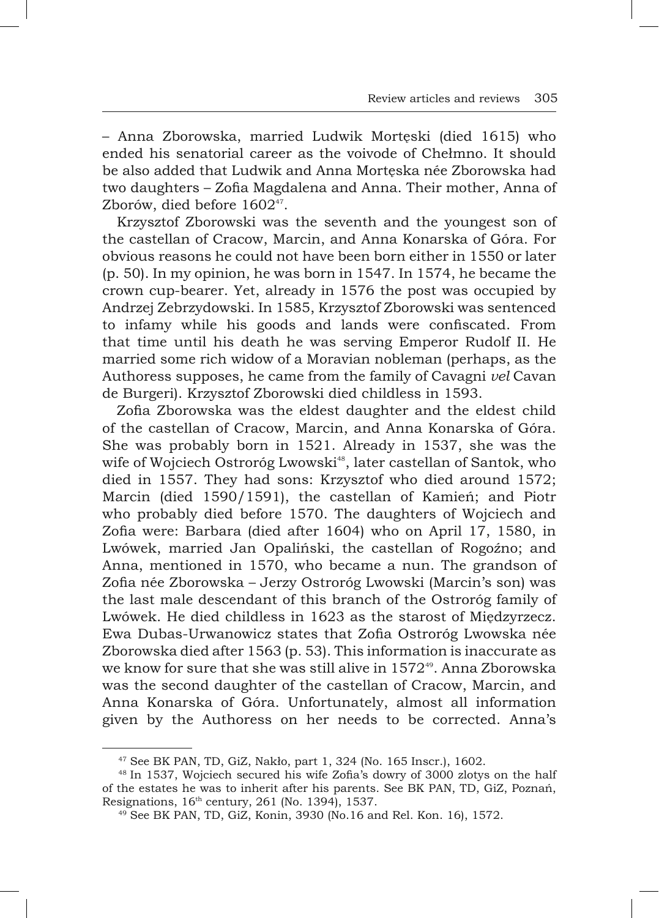– Anna Zborowska, married Ludwik Mortęski (died 1615) who ended his senatorial career as the voivode of Chełmno. It should be also added that Ludwik and Anna Mortęska née Zborowska had two daughters – Zofia Magdalena and Anna. Their mother, Anna of Zborów, died before 1602[47].

Krzysztof Zborowski was the seventh and the youngest son of the castellan of Cracow, Marcin, and Anna Konarska of Góra. For obvious reasons he could not have been born either in 1550 or later (p. 50). In my opinion, he was born in 1547. In 1574, he became the crown cup-bearer. Yet, already in 1576 the post was occupied by Andrzej Zebrzydowski. In 1585, Krzysztof Zborowski was sentenced to infamy while his goods and lands were confiscated. From that time until his death he was serving Emperor Rudolf II. He married some rich widow of a Moravian nobleman (perhaps, as the Authoress supposes, he came from the family of Cavagni *vel* Cavan de Burgeri). Krzysztof Zborowski died childless in 1593.

Zofia Zborowska was the eldest daughter and the eldest child of the castellan of Cracow, Marcin, and Anna Konarska of Góra. She was probably born in 1521. Already in 1537, she was the wife of Wojciech Ostroróg Lwowski[48], later castellan of Santok, who died in 1557. They had sons: Krzysztof who died around 1572; Marcin (died 1590/1591), the castellan of Kamień; and Piotr who probably died before 1570. The daughters of Wojciech and Zofia were: Barbara (died after 1604) who on April 17, 1580, in Lwówek, married Jan Opaliński, the castellan of Rogoźno; and Anna, mentioned in 1570, who became a nun. The grandson of Zofia née Zborowska – Jerzy Ostroróg Lwowski (Marcin's son) was the last male descendant of this branch of the Ostroróg family of Lwówek. He died childless in 1623 as the starost of Międzyrzecz. Ewa Dubas-Urwanowicz states that Zofia Ostroróg Lwowska née Zborowska died after 1563 (p. 53). This information is inaccurate as we know for sure that she was still alive in 1572[49]. Anna Zborowska was the second daughter of the castellan of Cracow, Marcin, and Anna Konarska of Góra. Unfortunately, almost all information given by the Authoress on her needs to be corrected. Anna's

---

[47] See BK PAN, TD, GiZ, Nakło, part 1, 324 (No. 165 Inscr.), 1602.

[48] In 1537, Wojciech secured his wife Zofia's dowry of 3000 zlotys on the half of the estates he was to inherit after his parents. See BK PAN, TD, GiZ, Poznań, Resignations, 16th century, 261 (No. 1394), 1537.

[49] See BK PAN, TD, GiZ, Konin, 3930 (No.16 and Rel. Kon. 16), 1572.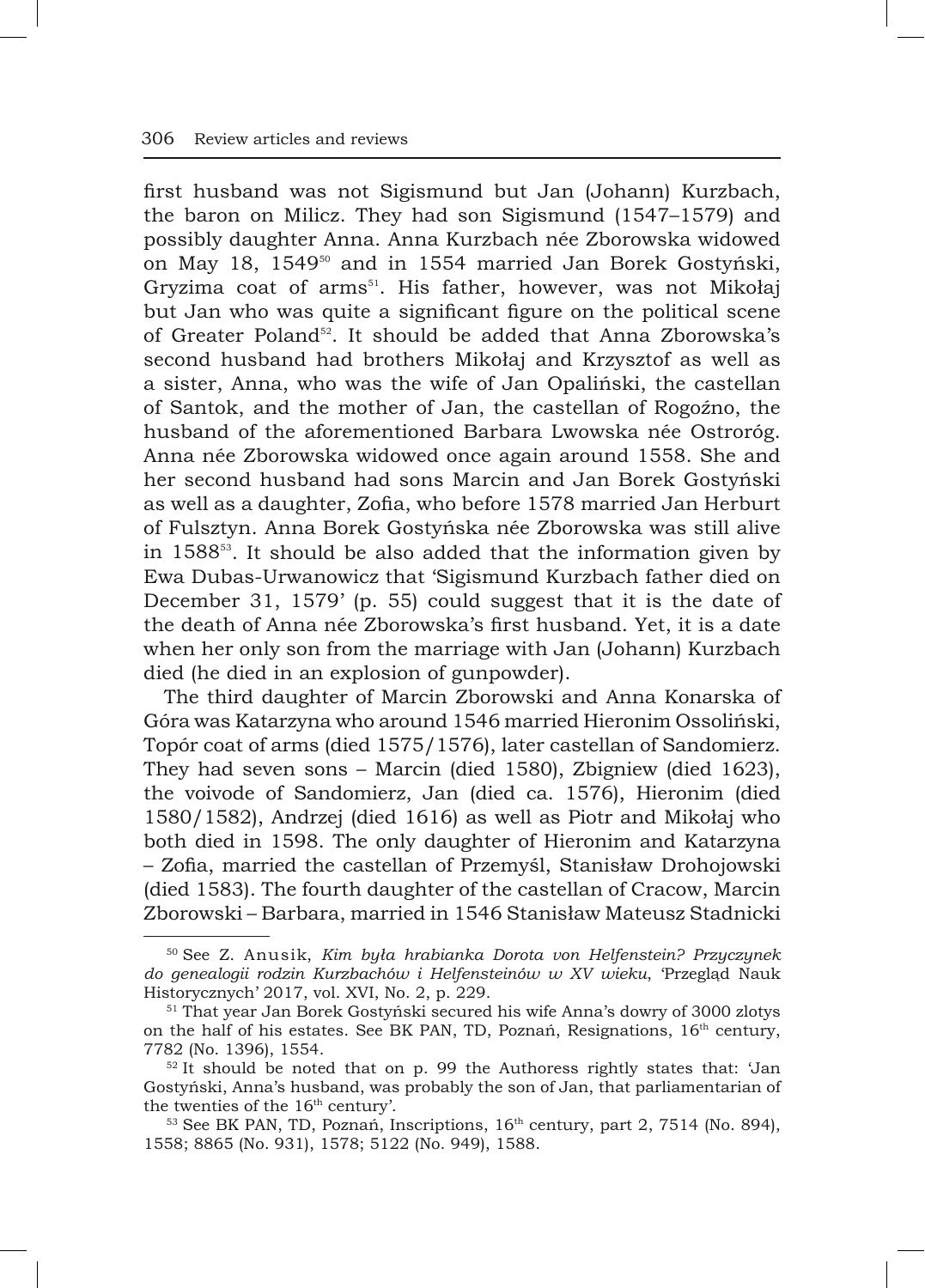first husband was not Sigismund but Jan (Johann) Kurzbach, the baron on Milicz. They had son Sigismund (1547–1579) and possibly daughter Anna. Anna Kurzbach née Zborowska widowed on May 18, 1549[50] and in 1554 married Jan Borek Gostyński, Gryzima coat of arms[51]. His father, however, was not Mikołaj but Jan who was quite a significant figure on the political scene of Greater Poland[52]. It should be added that Anna Zborowska's second husband had brothers Mikołaj and Krzysztof as well as a sister, Anna, who was the wife of Jan Opaliński, the castellan of Santok, and the mother of Jan, the castellan of Rogoźno, the husband of the aforementioned Barbara Lwowska née Ostroróg. Anna née Zborowska widowed once again around 1558. She and her second husband had sons Marcin and Jan Borek Gostyński as well as a daughter, Zofia, who before 1578 married Jan Herburt of Fulsztyn. Anna Borek Gostyńska née Zborowska was still alive in 1588[53]. It should be also added that the information given by Ewa Dubas-Urwanowicz that 'Sigismund Kurzbach father died on December 31, 1579' (p. 55) could suggest that it is the date of the death of Anna née Zborowska's first husband. Yet, it is a date when her only son from the marriage with Jan (Johann) Kurzbach died (he died in an explosion of gunpowder).

The third daughter of Marcin Zborowski and Anna Konarska of Góra was Katarzyna who around 1546 married Hieronim Ossoliński, Topór coat of arms (died 1575/1576), later castellan of Sandomierz. They had seven sons – Marcin (died 1580), Zbigniew (died 1623), the voivode of Sandomierz, Jan (died ca. 1576), Hieronim (died 1580/1582), Andrzej (died 1616) as well as Piotr and Mikołaj who both died in 1598. The only daughter of Hieronim and Katarzyna – Zofia, married the castellan of Przemyśl, Stanisław Drohojowski (died 1583). The fourth daughter of the castellan of Cracow, Marcin Zborowski – Barbara, married in 1546 Stanisław Mateusz Stadnicki

---

[50] See Z. Anusik, *Kim była hrabianka Dorota von Helfenstein? Przyczynek do genealogii rodzin Kurzbachów i Helfensteinów w XV wieku*, 'Przegląd Nauk Historycznych' 2017, vol. XVI, No. 2, p. 229.

[51] That year Jan Borek Gostyński secured his wife Anna's dowry of 3000 zlotys on the half of his estates. See BK PAN, TD, Poznań, Resignations, 16th century, 7782 (No. 1396), 1554.

[52] It should be noted that on p. 99 the Authoress rightly states that: 'Jan Gostyński, Anna's husband, was probably the son of Jan, that parliamentarian of the twenties of the 16th century'.

[53] See BK PAN, TD, Poznań, Inscriptions, 16th century, part 2, 7514 (No. 894), 1558; 8865 (No. 931), 1578; 5122 (No. 949), 1588.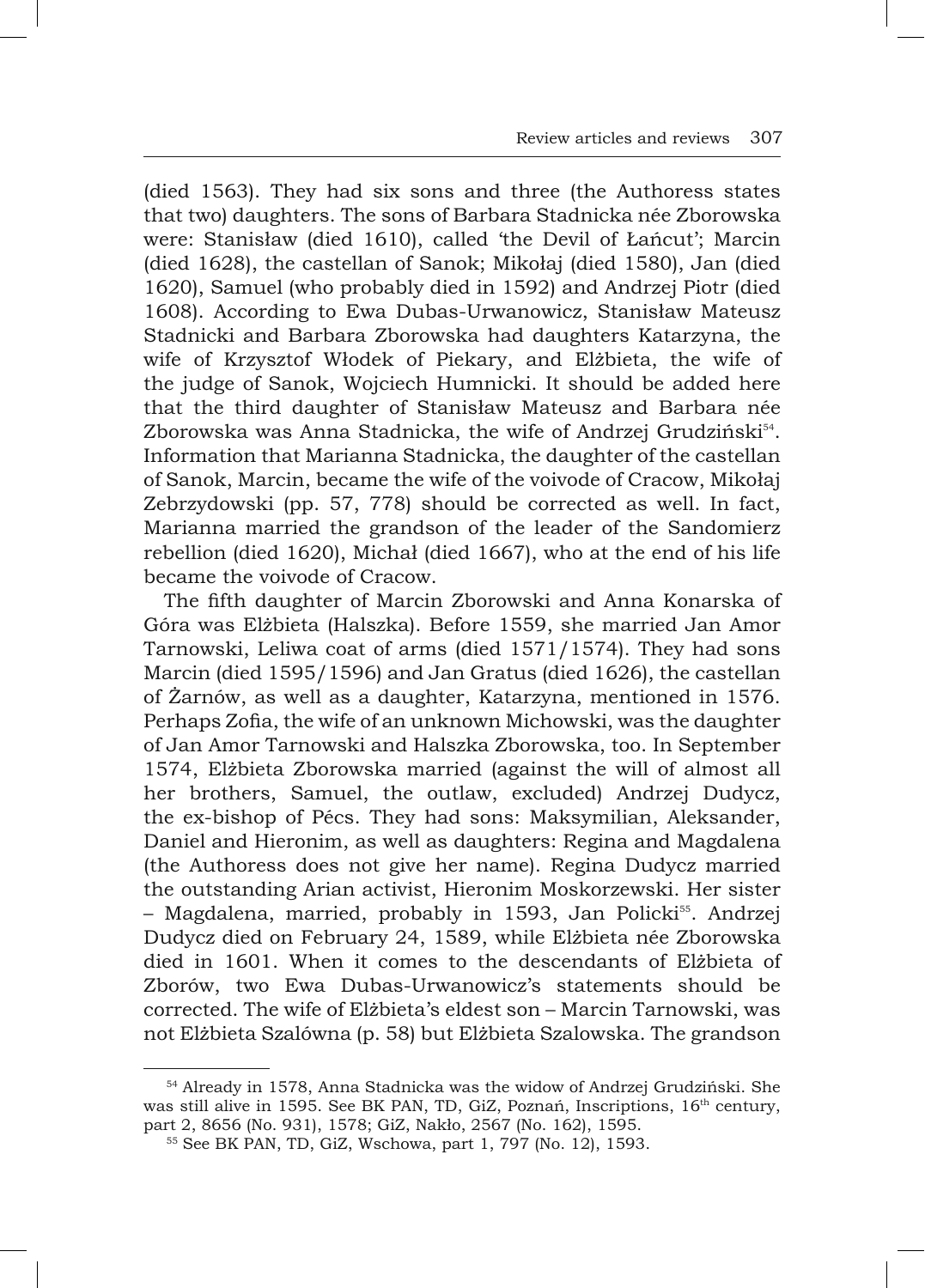(died 1563). They had six sons and three (the Authoress states that two) daughters. The sons of Barbara Stadnicka née Zborowska were: Stanisław (died 1610), called 'the Devil of Łańcut'; Marcin (died 1628), the castellan of Sanok; Mikołaj (died 1580), Jan (died 1620), Samuel (who probably died in 1592) and Andrzej Piotr (died 1608). According to Ewa Dubas-Urwanowicz, Stanisław Mateusz Stadnicki and Barbara Zborowska had daughters Katarzyna, the wife of Krzysztof Włodek of Piekary, and Elżbieta, the wife of the judge of Sanok, Wojciech Humnicki. It should be added here that the third daughter of Stanisław Mateusz and Barbara née Zborowska was Anna Stadnicka, the wife of Andrzej Grudziński[54]. Information that Marianna Stadnicka, the daughter of the castellan of Sanok, Marcin, became the wife of the voivode of Cracow, Mikołaj Zebrzydowski (pp. 57, 778) should be corrected as well. In fact, Marianna married the grandson of the leader of the Sandomierz rebellion (died 1620), Michał (died 1667), who at the end of his life became the voivode of Cracow.

The fifth daughter of Marcin Zborowski and Anna Konarska of Góra was Elżbieta (Halszka). Before 1559, she married Jan Amor Tarnowski, Leliwa coat of arms (died 1571/1574). They had sons Marcin (died 1595/1596) and Jan Gratus (died 1626), the castellan of Żarnów, as well as a daughter, Katarzyna, mentioned in 1576. Perhaps Zofia, the wife of an unknown Michowski, was the daughter of Jan Amor Tarnowski and Halszka Zborowska, too. In September 1574, Elżbieta Zborowska married (against the will of almost all her brothers, Samuel, the outlaw, excluded) Andrzej Dudycz, the ex-bishop of Pécs. They had sons: Maksymilian, Aleksander, Daniel and Hieronim, as well as daughters: Regina and Magdalena (the Authoress does not give her name). Regina Dudycz married the outstanding Arian activist, Hieronim Moskorzewski. Her sister – Magdalena, married, probably in 1593, Jan Policki[55]. Andrzej Dudycz died on February 24, 1589, while Elżbieta née Zborowska died in 1601. When it comes to the descendants of Elżbieta of Zborów, two Ewa Dubas-Urwanowicz's statements should be corrected. The wife of Elżbieta's eldest son – Marcin Tarnowski, was not Elżbieta Szalówna (p. 58) but Elżbieta Szalowska. The grandson

---

[54] Already in 1578, Anna Stadnicka was the widow of Andrzej Grudziński. She was still alive in 1595. See BK PAN, TD, GiZ, Poznań, Inscriptions, 16th century, part 2, 8656 (No. 931), 1578; GiZ, Nakło, 2567 (No. 162), 1595.

[55] See BK PAN, TD, GiZ, Wschowa, part 1, 797 (No. 12), 1593.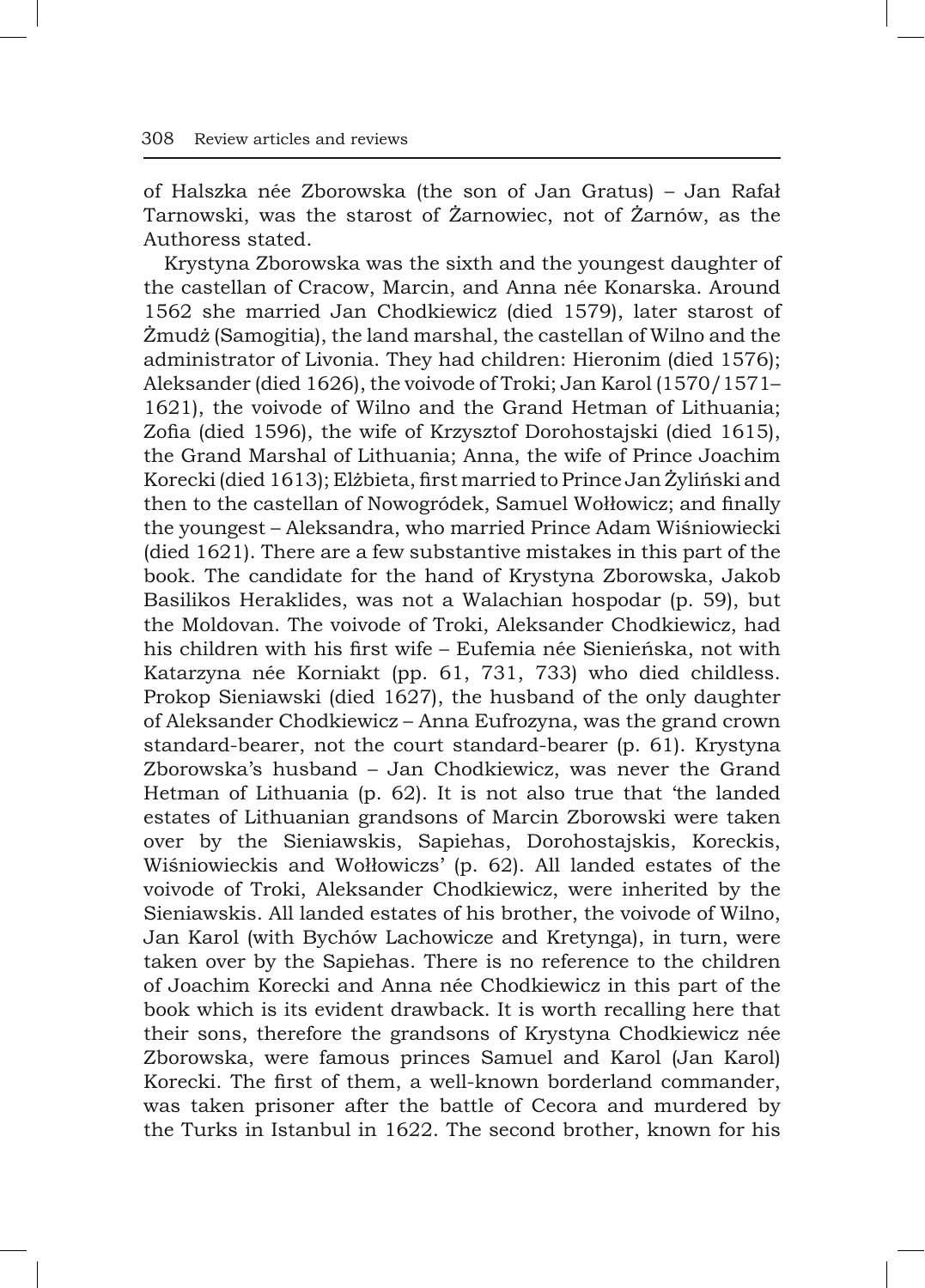of Halszka née Zborowska (the son of Jan Gratus) – Jan Rafał Tarnowski, was the starost of Żarnowiec, not of Żarnów, as the Authoress stated.

Krystyna Zborowska was the sixth and the youngest daughter of the castellan of Cracow, Marcin, and Anna née Konarska. Around 1562 she married Jan Chodkiewicz (died 1579), later starost of Żmudż (Samogitia), the land marshal, the castellan of Wilno and the administrator of Livonia. They had children: Hieronim (died 1576); Aleksander (died 1626), the voivode of Troki; Jan Karol (1570/1571–1621), the voivode of Wilno and the Grand Hetman of Lithuania; Zofia (died 1596), the wife of Krzysztof Dorohostajski (died 1615), the Grand Marshal of Lithuania; Anna, the wife of Prince Joachim Korecki (died 1613); Elżbieta, first married to Prince Jan Żyliński and then to the castellan of Nowogródek, Samuel Wołłowicz; and finally the youngest – Aleksandra, who married Prince Adam Wiśniowiecki (died 1621). There are a few substantive mistakes in this part of the book. The candidate for the hand of Krystyna Zborowska, Jakob Basilikos Heraklides, was not a Walachian hospodar (p. 59), but the Moldovan. The voivode of Troki, Aleksander Chodkiewicz, had his children with his first wife – Eufemia née Sienieńska, not with Katarzyna née Korniakt (pp. 61, 731, 733) who died childless. Prokop Sieniawski (died 1627), the husband of the only daughter of Aleksander Chodkiewicz – Anna Eufrozyna, was the grand crown standard-bearer, not the court standard-bearer (p. 61). Krystyna Zborowska's husband – Jan Chodkiewicz, was never the Grand Hetman of Lithuania (p. 62). It is not also true that 'the landed estates of Lithuanian grandsons of Marcin Zborowski were taken over by the Sieniawskis, Sapiehas, Dorohostajskis, Koreckis, Wiśniowieckis and Wołłowiczs' (p. 62). All landed estates of the voivode of Troki, Aleksander Chodkiewicz, were inherited by the Sieniawskis. All landed estates of his brother, the voivode of Wilno, Jan Karol (with Bychów Lachowicze and Kretynga), in turn, were taken over by the Sapiehas. There is no reference to the children of Joachim Korecki and Anna née Chodkiewicz in this part of the book which is its evident drawback. It is worth recalling here that their sons, therefore the grandsons of Krystyna Chodkiewicz née Zborowska, were famous princes Samuel and Karol (Jan Karol) Korecki. The first of them, a well-known borderland commander, was taken prisoner after the battle of Cecora and murdered by the Turks in Istanbul in 1622. The second brother, known for his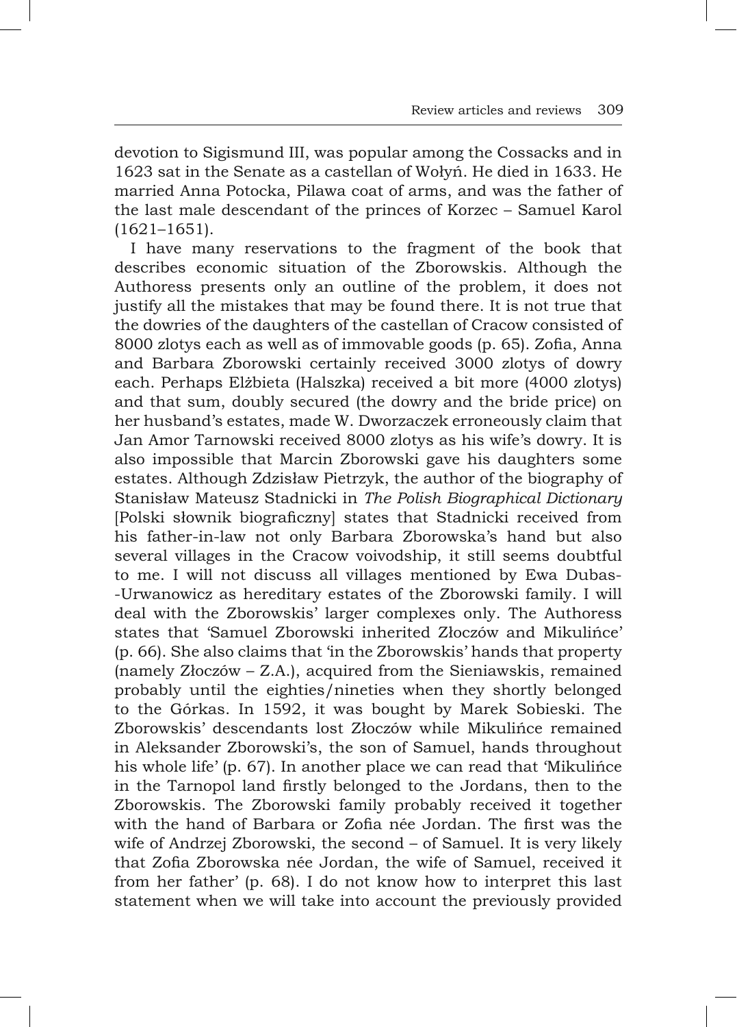devotion to Sigismund III, was popular among the Cossacks and in 1623 sat in the Senate as a castellan of Wołyń. He died in 1633. He married Anna Potocka, Pilawa coat of arms, and was the father of the last male descendant of the princes of Korzec – Samuel Karol (1621–1651).

I have many reservations to the fragment of the book that describes economic situation of the Zborowskis. Although the Authoress presents only an outline of the problem, it does not justify all the mistakes that may be found there. It is not true that the dowries of the daughters of the castellan of Cracow consisted of 8000 zlotys each as well as of immovable goods (p. 65). Zofia, Anna and Barbara Zborowski certainly received 3000 zlotys of dowry each. Perhaps Elżbieta (Halszka) received a bit more (4000 zlotys) and that sum, doubly secured (the dowry and the bride price) on her husband's estates, made W. Dworzaczek erroneously claim that Jan Amor Tarnowski received 8000 zlotys as his wife's dowry. It is also impossible that Marcin Zborowski gave his daughters some estates. Although Zdzisław Pietrzyk, the author of the biography of Stanisław Mateusz Stadnicki in *The Polish Biographical Dictionary* [Polski słownik biograficzny] states that Stadnicki received from his father-in-law not only Barbara Zborowska's hand but also several villages in the Cracow voivodship, it still seems doubtful to me. I will not discuss all villages mentioned by Ewa Dubas-Urwanowicz as hereditary estates of the Zborowski family. I will deal with the Zborowskis' larger complexes only. The Authoress states that 'Samuel Zborowski inherited Złoczów and Mikulińce' (p. 66). She also claims that 'in the Zborowskis' hands that property (namely Złoczów – Z.A.), acquired from the Sieniawskis, remained probably until the eighties/nineties when they shortly belonged to the Górkas. In 1592, it was bought by Marek Sobieski. The Zborowskis' descendants lost Złoczów while Mikulińce remained in Aleksander Zborowski's, the son of Samuel, hands throughout his whole life' (p. 67). In another place we can read that 'Mikulińce in the Tarnopol land firstly belonged to the Jordans, then to the Zborowskis. The Zborowski family probably received it together with the hand of Barbara or Zofia née Jordan. The first was the wife of Andrzej Zborowski, the second – of Samuel. It is very likely that Zofia Zborowska née Jordan, the wife of Samuel, received it from her father' (p. 68). I do not know how to interpret this last statement when we will take into account the previously provided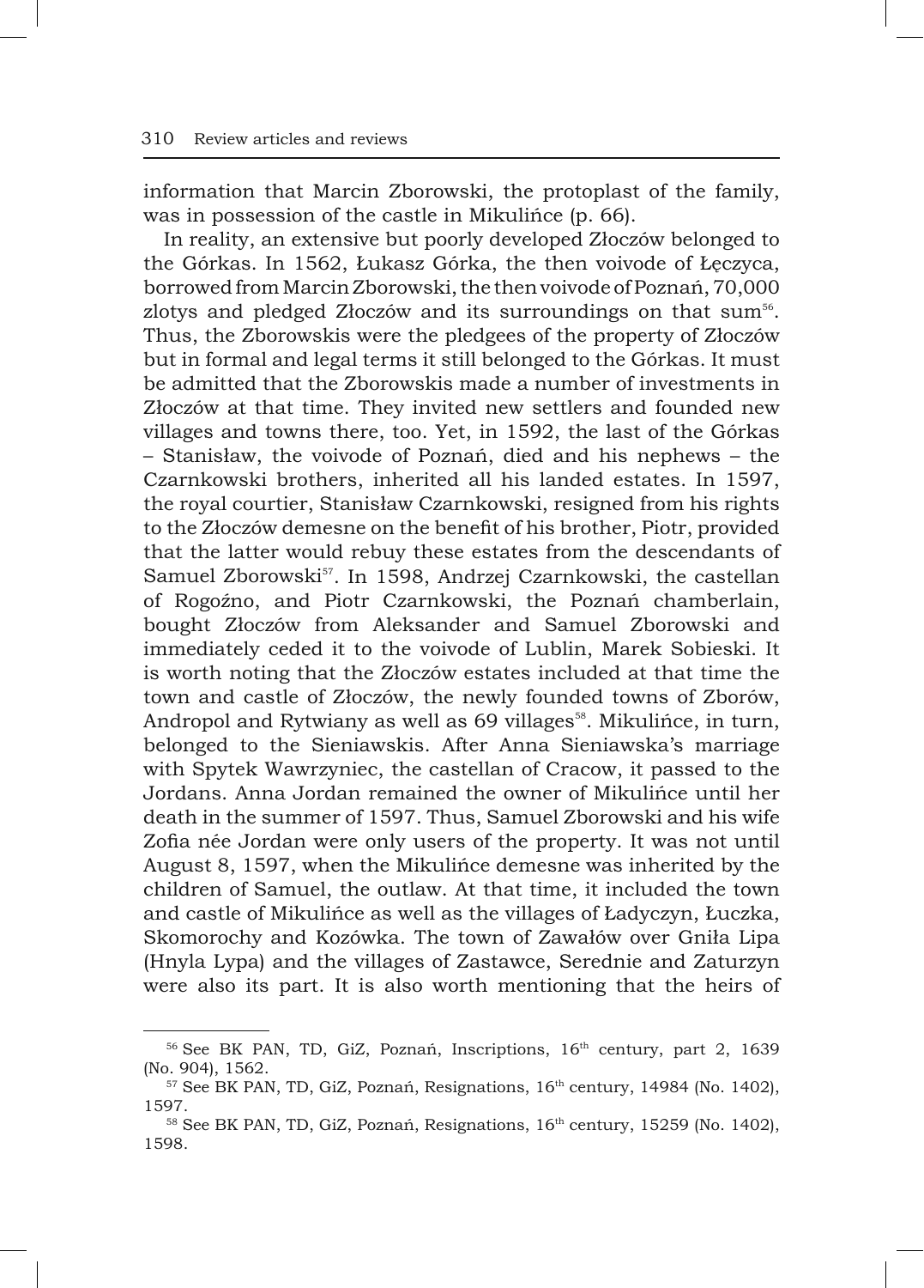information that Marcin Zborowski, the protoplast of the family, was in possession of the castle in Mikulińce (p. 66).

In reality, an extensive but poorly developed Złoczów belonged to the Górkas. In 1562, Łukasz Górka, the then voivode of Łęczyca, borrowed from Marcin Zborowski, the then voivode of Poznań, 70,000 zlotys and pledged Złoczów and its surroundings on that sum[56]. Thus, the Zborowskis were the pledgees of the property of Złoczów but in formal and legal terms it still belonged to the Górkas. It must be admitted that the Zborowskis made a number of investments in Złoczów at that time. They invited new settlers and founded new villages and towns there, too. Yet, in 1592, the last of the Górkas – Stanisław, the voivode of Poznań, died and his nephews – the Czarnkowski brothers, inherited all his landed estates. In 1597, the royal courtier, Stanisław Czarnkowski, resigned from his rights to the Złoczów demesne on the benefit of his brother, Piotr, provided that the latter would rebuy these estates from the descendants of Samuel Zborowski[57]. In 1598, Andrzej Czarnkowski, the castellan of Rogoźno, and Piotr Czarnkowski, the Poznań chamberlain, bought Złoczów from Aleksander and Samuel Zborowski and immediately ceded it to the voivode of Lublin, Marek Sobieski. It is worth noting that the Złoczów estates included at that time the town and castle of Złoczów, the newly founded towns of Zborów, Andropol and Rytwiany as well as 69 villages[58]. Mikulińce, in turn, belonged to the Sieniawskis. After Anna Sieniawska's marriage with Spytek Wawrzyniec, the castellan of Cracow, it passed to the Jordans. Anna Jordan remained the owner of Mikulińce until her death in the summer of 1597. Thus, Samuel Zborowski and his wife Zofia née Jordan were only users of the property. It was not until August 8, 1597, when the Mikulińce demesne was inherited by the children of Samuel, the outlaw. At that time, it included the town and castle of Mikulińce as well as the villages of Ładyczyn, Łuczka, Skomorochy and Kozówka. The town of Zawałów over Gniła Lipa (Hnyla Lypa) and the villages of Zastawce, Serednie and Zaturzyn were also its part. It is also worth mentioning that the heirs of

---

[56] See BK PAN, TD, GiZ, Poznań, Inscriptions, 16th century, part 2, 1639 (No. 904), 1562.

[57] See BK PAN, TD, GiZ, Poznań, Resignations, 16th century, 14984 (No. 1402), 1597.

[58] See BK PAN, TD, GiZ, Poznań, Resignations, 16th century, 15259 (No. 1402), 1598.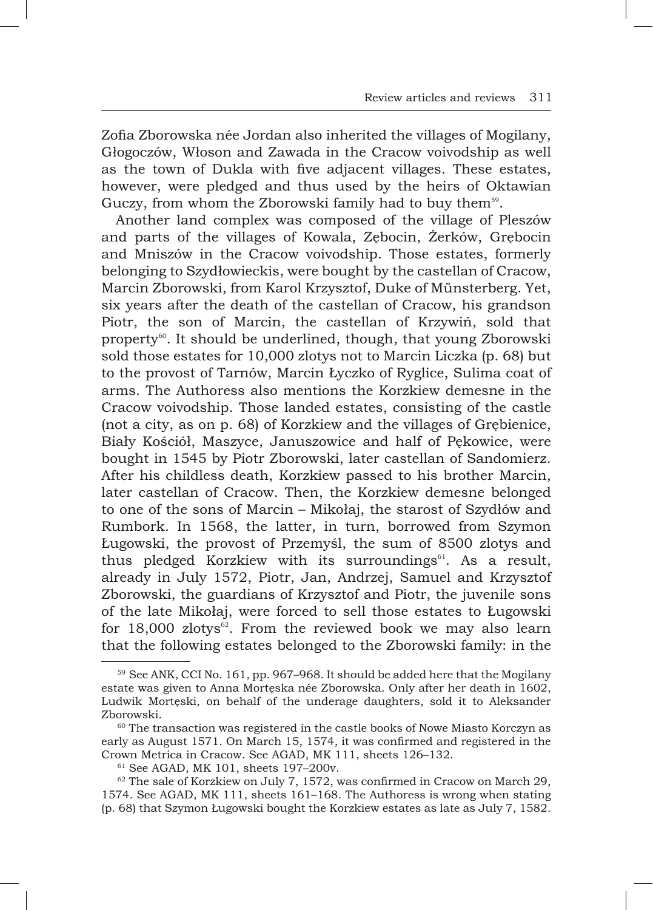Zofia Zborowska née Jordan also inherited the villages of Mogilany, Głogoczów, Włoson and Zawada in the Cracow voivodship as well as the town of Dukla with five adjacent villages. These estates, however, were pledged and thus used by the heirs of Oktawian Guczy, from whom the Zborowski family had to buy them[59].

Another land complex was composed of the village of Pleszów and parts of the villages of Kowala, Zębocin, Żerków, Grębocin and Mniszów in the Cracow voivodship. Those estates, formerly belonging to Szydłowieckis, were bought by the castellan of Cracow, Marcin Zborowski, from Karol Krzysztof, Duke of Münsterberg. Yet, six years after the death of the castellan of Cracow, his grandson Piotr, the son of Marcin, the castellan of Krzywiń, sold that property[60]. It should be underlined, though, that young Zborowski sold those estates for 10,000 zlotys not to Marcin Liczka (p. 68) but to the provost of Tarnów, Marcin Łyczko of Ryglice, Sulima coat of arms. The Authoress also mentions the Korzkiew demesne in the Cracow voivodship. Those landed estates, consisting of the castle (not a city, as on p. 68) of Korzkiew and the villages of Grębienice, Biały Kościół, Maszyce, Januszowice and half of Pękowice, were bought in 1545 by Piotr Zborowski, later castellan of Sandomierz. After his childless death, Korzkiew passed to his brother Marcin, later castellan of Cracow. Then, the Korzkiew demesne belonged to one of the sons of Marcin – Mikołaj, the starost of Szydłów and Rumbork. In 1568, the latter, in turn, borrowed from Szymon Ługowski, the provost of Przemyśl, the sum of 8500 zlotys and thus pledged Korzkiew with its surroundings[61]. As a result, already in July 1572, Piotr, Jan, Andrzej, Samuel and Krzysztof Zborowski, the guardians of Krzysztof and Piotr, the juvenile sons of the late Mikołaj, were forced to sell those estates to Ługowski for 18,000 zlotys[62]. From the reviewed book we may also learn that the following estates belonged to the Zborowski family: in the

---

[59] See ANK, CCI No. 161, pp. 967–968. It should be added here that the Mogilany estate was given to Anna Mortęska née Zborowska. Only after her death in 1602, Ludwik Mortęski, on behalf of the underage daughters, sold it to Aleksander Zborowski.

[60] The transaction was registered in the castle books of Nowe Miasto Korczyn as early as August 1571. On March 15, 1574, it was confirmed and registered in the Crown Metrica in Cracow. See AGAD, MK 111, sheets 126–132.

[61] See AGAD, MK 101, sheets 197–200v.

[62] The sale of Korzkiew on July 7, 1572, was confirmed in Cracow on March 29, 1574. See AGAD, MK 111, sheets 161–168. The Authoress is wrong when stating (p. 68) that Szymon Ługowski bought the Korzkiew estates as late as July 7, 1582.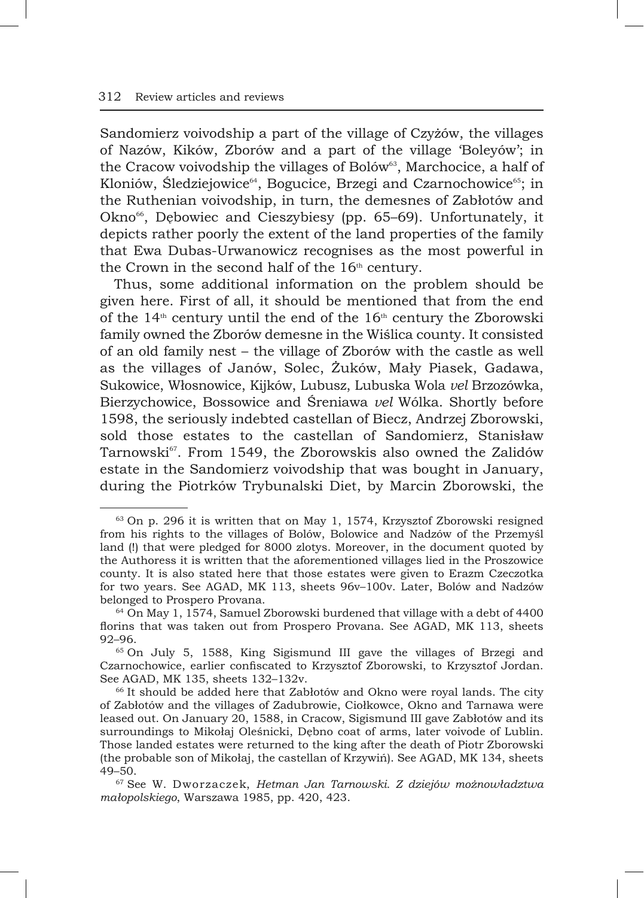Sandomierz voivodship a part of the village of Czyżów, the villages of Nazów, Kików, Zborów and a part of the village 'Boleyów'; in the Cracow voivodship the villages of Bolów[63], Marchocice, a half of Kloniów, Śledziejowice[64], Bogucice, Brzegi and Czarnochowice[65]; in the Ruthenian voivodship, in turn, the demesnes of Zabłotów and Okno[66], Dębowiec and Cieszybiesy (pp. 65–69). Unfortunately, it depicts rather poorly the extent of the land properties of the family that Ewa Dubas-Urwanowicz recognises as the most powerful in the Crown in the second half of the 16th century.

Thus, some additional information on the problem should be given here. First of all, it should be mentioned that from the end of the 14th century until the end of the 16th century the Zborowski family owned the Zborów demesne in the Wiślica county. It consisted of an old family nest – the village of Zborów with the castle as well as the villages of Janów, Solec, Żuków, Mały Piasek, Gadawa, Sukowice, Włosnowice, Kijków, Lubusz, Lubuska Wola *vel* Brzozówka, Bierzychowice, Bossowice and Śreniawa *vel* Wólka. Shortly before 1598, the seriously indebted castellan of Biecz, Andrzej Zborowski, sold those estates to the castellan of Sandomierz, Stanisław Tarnowski[67]. From 1549, the Zborowskis also owned the Zalidów estate in the Sandomierz voivodship that was bought in January, during the Piotrków Trybunalski Diet, by Marcin Zborowski, the

---

[63] On p. 296 it is written that on May 1, 1574, Krzysztof Zborowski resigned from his rights to the villages of Bolów, Bolowice and Nadzów of the Przemyśl land (!) that were pledged for 8000 zlotys. Moreover, in the document quoted by the Authoress it is written that the aforementioned villages lied in the Proszowice county. It is also stated here that those estates were given to Erazm Czeczotka for two years. See AGAD, MK 113, sheets 96v–100v. Later, Bolów and Nadzów belonged to Prospero Provana.

[64] On May 1, 1574, Samuel Zborowski burdened that village with a debt of 4400 florins that was taken out from Prospero Provana. See AGAD, MK 113, sheets 92–96.

[65] On July 5, 1588, King Sigismund III gave the villages of Brzegi and Czarnochowice, earlier confiscated to Krzysztof Zborowski, to Krzysztof Jordan. See AGAD, MK 135, sheets 132–132v.

[66] It should be added here that Zabłotów and Okno were royal lands. The city of Zabłotów and the villages of Zadubrowie, Ciołkowce, Okno and Tarnawa were leased out. On January 20, 1588, in Cracow, Sigismund III gave Zabłotów and its surroundings to Mikołaj Oleśnicki, Dębno coat of arms, later voivode of Lublin. Those landed estates were returned to the king after the death of Piotr Zborowski (the probable son of Mikołaj, the castellan of Krzywiń). See AGAD, MK 134, sheets 49–50.

[67] See W. Dworzaczek, *Hetman Jan Tarnowski. Z dziejów możnowładztwa małopolskiego*, Warszawa 1985, pp. 420, 423.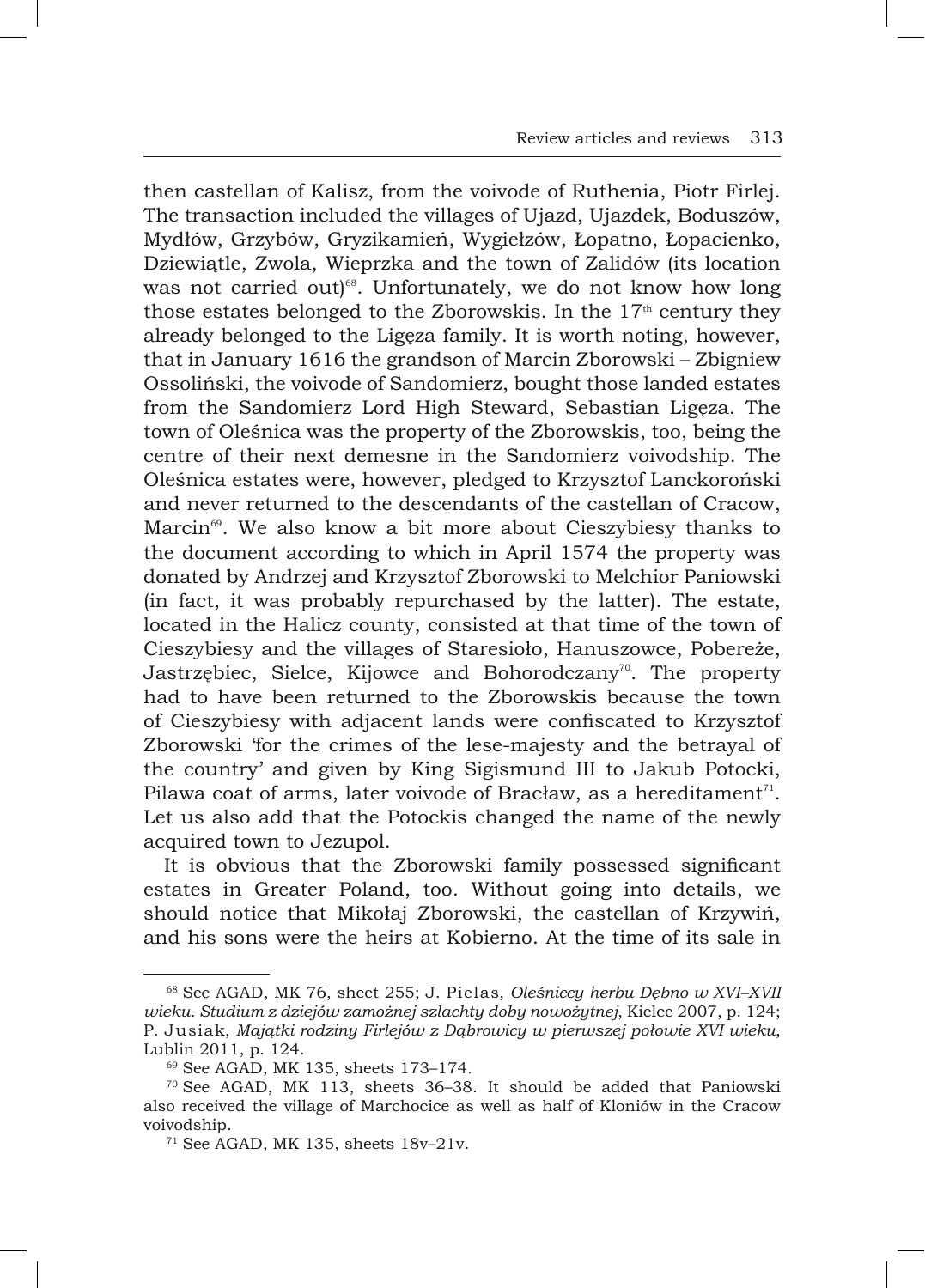then castellan of Kalisz, from the voivode of Ruthenia, Piotr Firlej. The transaction included the villages of Ujazd, Ujazdek, Boduszów, Mydłów, Grzybów, Gryzikamień, Wygiełzów, Łopatno, Łopacienko, Dziewiątle, Zwola, Wieprzka and the town of Zalidów (its location was not carried out)[68]. Unfortunately, we do not know how long those estates belonged to the Zborowskis. In the 17th century they already belonged to the Ligęza family. It is worth noting, however, that in January 1616 the grandson of Marcin Zborowski – Zbigniew Ossoliński, the voivode of Sandomierz, bought those landed estates from the Sandomierz Lord High Steward, Sebastian Ligęza. The town of Oleśnica was the property of the Zborowskis, too, being the centre of their next demesne in the Sandomierz voivodship. The Oleśnica estates were, however, pledged to Krzysztof Lanckoroński and never returned to the descendants of the castellan of Cracow, Marcin[69]. We also know a bit more about Cieszybiesy thanks to the document according to which in April 1574 the property was donated by Andrzej and Krzysztof Zborowski to Melchior Paniowski (in fact, it was probably repurchased by the latter). The estate, located in the Halicz county, consisted at that time of the town of Cieszybiesy and the villages of Staresioło, Hanuszowce, Pobereże, Jastrzębiec, Sielce, Kijowce and Bohorodczany[70]. The property had to have been returned to the Zborowskis because the town of Cieszybiesy with adjacent lands were confiscated to Krzysztof Zborowski 'for the crimes of the lese-majesty and the betrayal of the country' and given by King Sigismund III to Jakub Potocki, Pilawa coat of arms, later voivode of Bracław, as a hereditament[71]. Let us also add that the Potockis changed the name of the newly acquired town to Jezupol.

It is obvious that the Zborowski family possessed significant estates in Greater Poland, too. Without going into details, we should notice that Mikołaj Zborowski, the castellan of Krzywiń, and his sons were the heirs at Kobierno. At the time of its sale in

---

[68] See AGAD, MK 76, sheet 255; J. Pielas, *Oleśniccy herbu Dębno w XVI–XVII wieku. Studium z dziejów zamożnej szlachty doby nowożytnej*, Kielce 2007, p. 124; P. Jusiak, *Majątki rodziny Firlejów z Dąbrowicy w pierwszej połowie XVI wieku*, Lublin 2011, p. 124.

[69] See AGAD, MK 135, sheets 173–174.

[70] See AGAD, MK 113, sheets 36–38. It should be added that Paniowski also received the village of Marchocice as well as half of Kloniów in the Cracow voivodship.

[71] See AGAD, MK 135, sheets 18v–21v.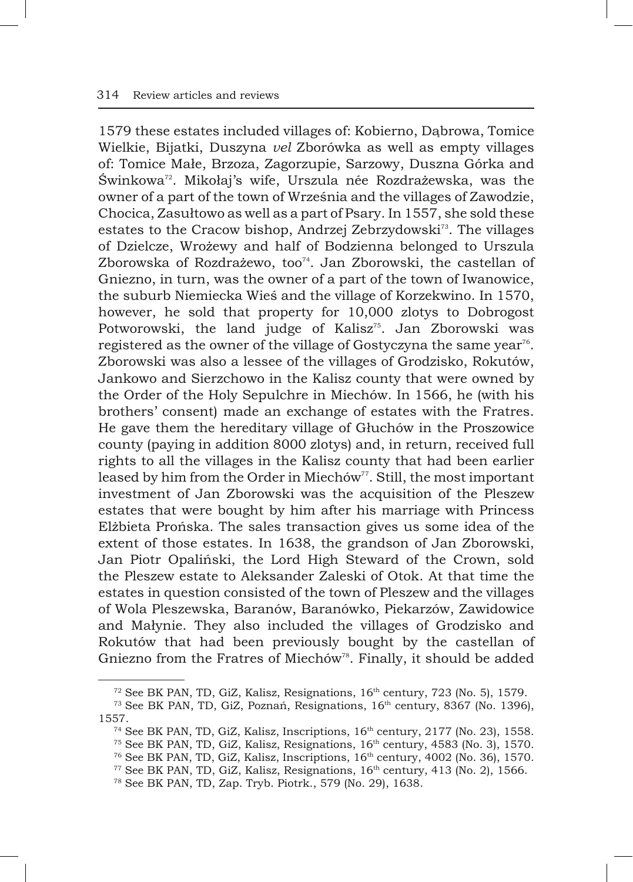1579 these estates included villages of: Kobierno, Dąbrowa, Tomice Wielkie, Bijatki, Duszyna *vel* Zborówka as well as empty villages of: Tomice Małe, Brzoza, Zagorzupie, Sarzowy, Duszna Górka and Świnkowa[72]. Mikołaj's wife, Urszula née Rozdrażewska, was the owner of a part of the town of Września and the villages of Zawodzie, Chocica, Zasułtowo as well as a part of Psary. In 1557, she sold these estates to the Cracow bishop, Andrzej Zebrzydowski[73]. The villages of Dzielcze, Wrożewy and half of Bodzienna belonged to Urszula Zborowska of Rozdrażewo, too[74]. Jan Zborowski, the castellan of Gniezno, in turn, was the owner of a part of the town of Iwanowice, the suburb Niemiecka Wieś and the village of Korzekwino. In 1570, however, he sold that property for 10,000 zlotys to Dobrogost Potworowski, the land judge of Kalisz[75]. Jan Zborowski was registered as the owner of the village of Gostyczyna the same year[76]. Zborowski was also a lessee of the villages of Grodzisko, Rokutów, Jankowo and Sierzchowo in the Kalisz county that were owned by the Order of the Holy Sepulchre in Miechów. In 1566, he (with his brothers' consent) made an exchange of estates with the Fratres. He gave them the hereditary village of Głuchów in the Proszowice county (paying in addition 8000 zlotys) and, in return, received full rights to all the villages in the Kalisz county that had been earlier leased by him from the Order in Miechów[77]. Still, the most important investment of Jan Zborowski was the acquisition of the Pleszew estates that were bought by him after his marriage with Princess Elżbieta Prońska. The sales transaction gives us some idea of the extent of those estates. In 1638, the grandson of Jan Zborowski, Jan Piotr Opaliński, the Lord High Steward of the Crown, sold the Pleszew estate to Aleksander Zaleski of Otok. At that time the estates in question consisted of the town of Pleszew and the villages of Wola Pleszewska, Baranów, Baranówko, Piekarzów, Zawidowice and Małynie. They also included the villages of Grodzisko and Rokutów that had been previously bought by the castellan of Gniezno from the Fratres of Miechów[78]. Finally, it should be added

---

[72] See BK PAN, TD, GiZ, Kalisz, Resignations, 16th century, 723 (No. 5), 1579.

[73] See BK PAN, TD, GiZ, Poznań, Resignations, 16th century, 8367 (No. 1396), 1557.

[74] See BK PAN, TD, GiZ, Kalisz, Inscriptions, 16th century, 2177 (No. 23), 1558.

[75] See BK PAN, TD, GiZ, Kalisz, Resignations, 16th century, 4583 (No. 3), 1570.

[76] See BK PAN, TD, GiZ, Kalisz, Inscriptions, 16th century, 4002 (No. 36), 1570.

[77] See BK PAN, TD, GiZ, Kalisz, Resignations, 16th century, 413 (No. 2), 1566.

[78] See BK PAN, TD, Zap. Tryb. Piotrk., 579 (No. 29), 1638.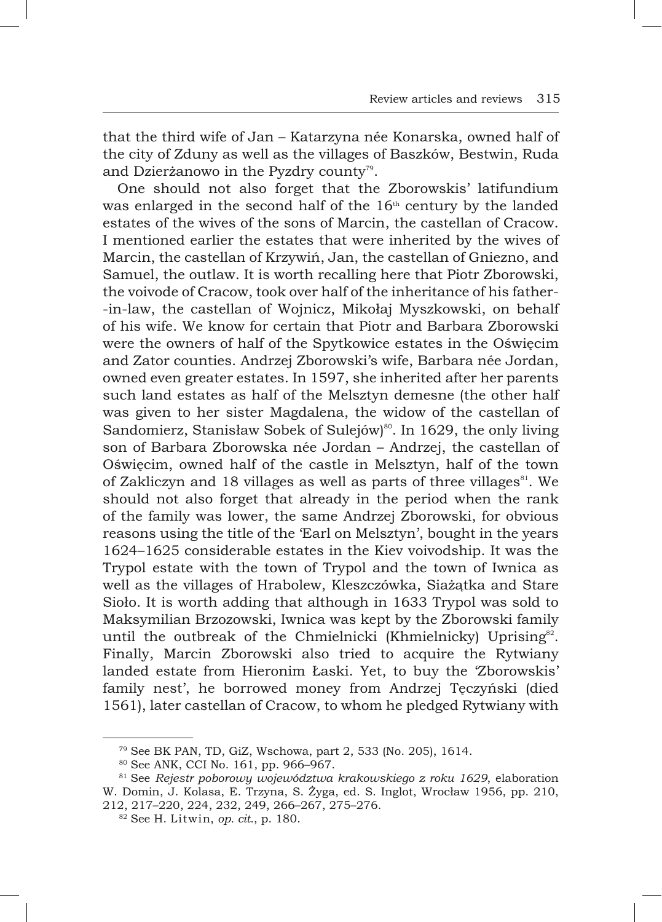that the third wife of Jan – Katarzyna née Konarska, owned half of the city of Zduny as well as the villages of Baszków, Bestwin, Ruda and Dzierżanowo in the Pyzdry county[79].

One should not also forget that the Zborowskis' latifundium was enlarged in the second half of the 16th century by the landed estates of the wives of the sons of Marcin, the castellan of Cracow. I mentioned earlier the estates that were inherited by the wives of Marcin, the castellan of Krzywiń, Jan, the castellan of Gniezno, and Samuel, the outlaw. It is worth recalling here that Piotr Zborowski, the voivode of Cracow, took over half of the inheritance of his father--in-law, the castellan of Wojnicz, Mikołaj Myszkowski, on behalf of his wife. We know for certain that Piotr and Barbara Zborowski were the owners of half of the Spytkowice estates in the Oświęcim and Zator counties. Andrzej Zborowski's wife, Barbara née Jordan, owned even greater estates. In 1597, she inherited after her parents such land estates as half of the Melsztyn demesne (the other half was given to her sister Magdalena, the widow of the castellan of Sandomierz, Stanisław Sobek of Sulejów)[80]. In 1629, the only living son of Barbara Zborowska née Jordan – Andrzej, the castellan of Oświęcim, owned half of the castle in Melsztyn, half of the town of Zakliczyn and 18 villages as well as parts of three villages[81]. We should not also forget that already in the period when the rank of the family was lower, the same Andrzej Zborowski, for obvious reasons using the title of the 'Earl on Melsztyn', bought in the years 1624–1625 considerable estates in the Kiev voivodship. It was the Trypol estate with the town of Trypol and the town of Iwnica as well as the villages of Hrabolew, Kleszczówka, Siażątka and Stare Sioło. It is worth adding that although in 1633 Trypol was sold to Maksymilian Brzozowski, Iwnica was kept by the Zborowski family until the outbreak of the Chmielnicki (Khmielnicky) Uprising[82]. Finally, Marcin Zborowski also tried to acquire the Rytwiany landed estate from Hieronim Łaski. Yet, to buy the 'Zborowskis' family nest', he borrowed money from Andrzej Tęczyński (died 1561), later castellan of Cracow, to whom he pledged Rytwiany with

---

[79] See BK PAN, TD, GiZ, Wschowa, part 2, 533 (No. 205), 1614.

[80] See ANK, CCI No. 161, pp. 966–967.

[81] See *Rejestr poborowy województwa krakowskiego z roku 1629*, elaboration W. Domin, J. Kolasa, E. Trzyna, S. Żyga, ed. S. Inglot, Wrocław 1956, pp. 210, 212, 217–220, 224, 232, 249, 266–267, 275–276.

[82] See H. Litwin, *op. cit.*, p. 180.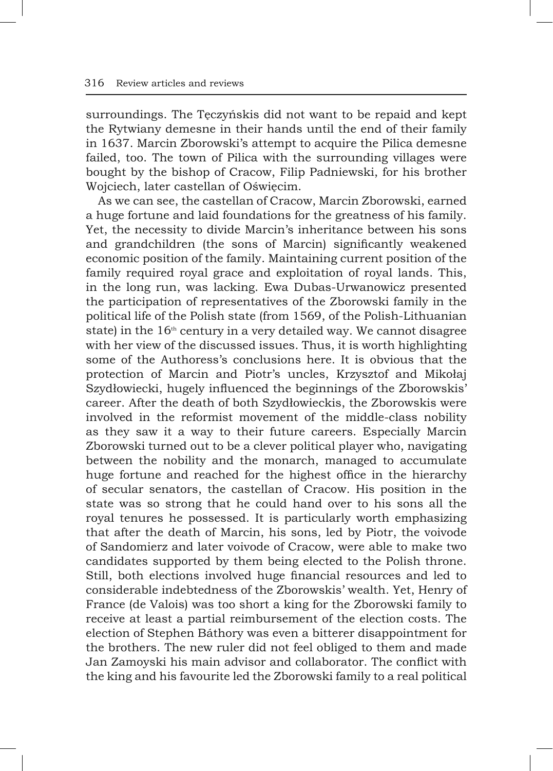surroundings. The Tęczyńskis did not want to be repaid and kept the Rytwiany demesne in their hands until the end of their family in 1637. Marcin Zborowski's attempt to acquire the Pilica demesne failed, too. The town of Pilica with the surrounding villages were bought by the bishop of Cracow, Filip Padniewski, for his brother Wojciech, later castellan of Oświęcim.

As we can see, the castellan of Cracow, Marcin Zborowski, earned a huge fortune and laid foundations for the greatness of his family. Yet, the necessity to divide Marcin's inheritance between his sons and grandchildren (the sons of Marcin) significantly weakened economic position of the family. Maintaining current position of the family required royal grace and exploitation of royal lands. This, in the long run, was lacking. Ewa Dubas-Urwanowicz presented the participation of representatives of the Zborowski family in the political life of the Polish state (from 1569, of the Polish-Lithuanian state) in the 16th century in a very detailed way. We cannot disagree with her view of the discussed issues. Thus, it is worth highlighting some of the Authoress's conclusions here. It is obvious that the protection of Marcin and Piotr's uncles, Krzysztof and Mikołaj Szydłowiecki, hugely influenced the beginnings of the Zborowskis' career. After the death of both Szydłowieckis, the Zborowskis were involved in the reformist movement of the middle-class nobility as they saw it a way to their future careers. Especially Marcin Zborowski turned out to be a clever political player who, navigating between the nobility and the monarch, managed to accumulate huge fortune and reached for the highest office in the hierarchy of secular senators, the castellan of Cracow. His position in the state was so strong that he could hand over to his sons all the royal tenures he possessed. It is particularly worth emphasizing that after the death of Marcin, his sons, led by Piotr, the voivode of Sandomierz and later voivode of Cracow, were able to make two candidates supported by them being elected to the Polish throne. Still, both elections involved huge financial resources and led to considerable indebtedness of the Zborowskis' wealth. Yet, Henry of France (de Valois) was too short a king for the Zborowski family to receive at least a partial reimbursement of the election costs. The election of Stephen Báthory was even a bitterer disappointment for the brothers. The new ruler did not feel obliged to them and made Jan Zamoyski his main advisor and collaborator. The conflict with the king and his favourite led the Zborowski family to a real political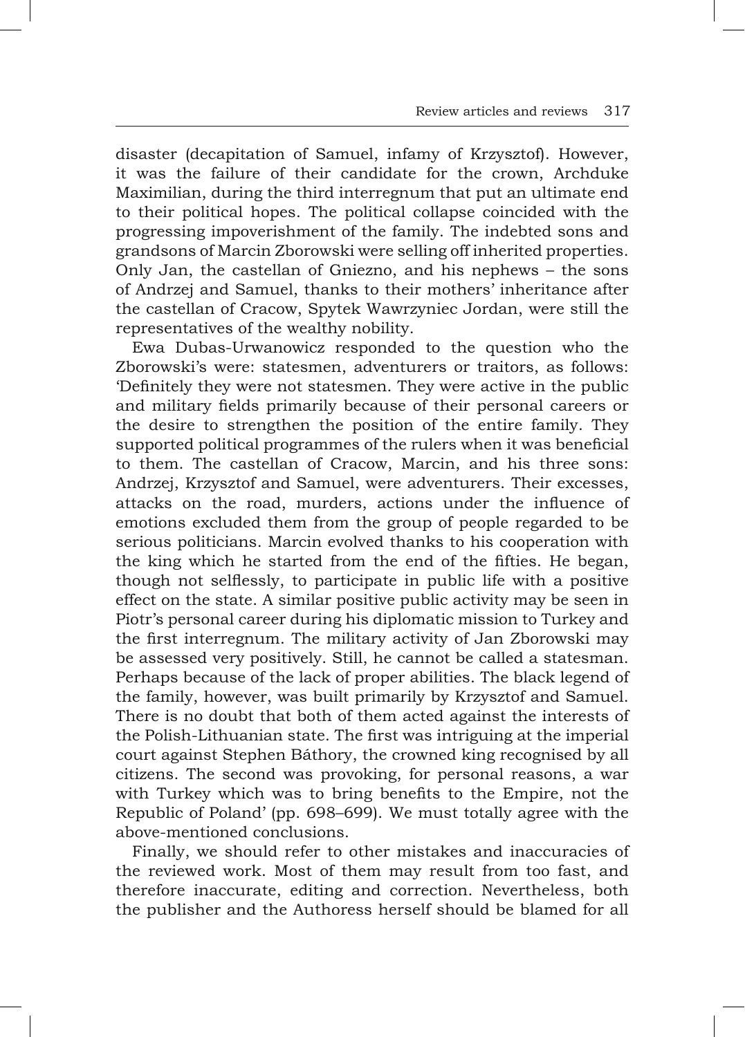disaster (decapitation of Samuel, infamy of Krzysztof). However, it was the failure of their candidate for the crown, Archduke Maximilian, during the third interregnum that put an ultimate end to their political hopes. The political collapse coincided with the progressing impoverishment of the family. The indebted sons and grandsons of Marcin Zborowski were selling off inherited properties. Only Jan, the castellan of Gniezno, and his nephews – the sons of Andrzej and Samuel, thanks to their mothers' inheritance after the castellan of Cracow, Spytek Wawrzyniec Jordan, were still the representatives of the wealthy nobility.

Ewa Dubas-Urwanowicz responded to the question who the Zborowski's were: statesmen, adventurers or traitors, as follows: 'Definitely they were not statesmen. They were active in the public and military fields primarily because of their personal careers or the desire to strengthen the position of the entire family. They supported political programmes of the rulers when it was beneficial to them. The castellan of Cracow, Marcin, and his three sons: Andrzej, Krzysztof and Samuel, were adventurers. Their excesses, attacks on the road, murders, actions under the influence of emotions excluded them from the group of people regarded to be serious politicians. Marcin evolved thanks to his cooperation with the king which he started from the end of the fifties. He began, though not selflessly, to participate in public life with a positive effect on the state. A similar positive public activity may be seen in Piotr's personal career during his diplomatic mission to Turkey and the first interregnum. The military activity of Jan Zborowski may be assessed very positively. Still, he cannot be called a statesman. Perhaps because of the lack of proper abilities. The black legend of the family, however, was built primarily by Krzysztof and Samuel. There is no doubt that both of them acted against the interests of the Polish-Lithuanian state. The first was intriguing at the imperial court against Stephen Báthory, the crowned king recognised by all citizens. The second was provoking, for personal reasons, a war with Turkey which was to bring benefits to the Empire, not the Republic of Poland' (pp. 698–699). We must totally agree with the above-mentioned conclusions.

Finally, we should refer to other mistakes and inaccuracies of the reviewed work. Most of them may result from too fast, and therefore inaccurate, editing and correction. Nevertheless, both the publisher and the Authoress herself should be blamed for all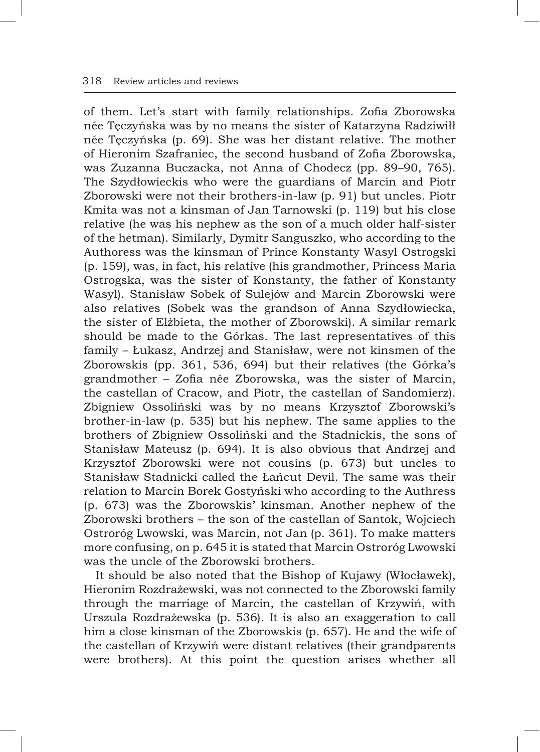of them. Let's start with family relationships. Zofia Zborowska née Tęczyńska was by no means the sister of Katarzyna Radziwiłł née Tęczyńska (p. 69). She was her distant relative. The mother of Hieronim Szafraniec, the second husband of Zofia Zborowska, was Zuzanna Buczacka, not Anna of Chodecz (pp. 89–90, 765). The Szydłowieckis who were the guardians of Marcin and Piotr Zborowski were not their brothers-in-law (p. 91) but uncles. Piotr Kmita was not a kinsman of Jan Tarnowski (p. 119) but his close relative (he was his nephew as the son of a much older half-sister of the hetman). Similarly, Dymitr Sanguszko, who according to the Authoress was the kinsman of Prince Konstanty Wasyl Ostrogski (p. 159), was, in fact, his relative (his grandmother, Princess Maria Ostrogska, was the sister of Konstanty, the father of Konstanty Wasyl). Stanisław Sobek of Sulejów and Marcin Zborowski were also relatives (Sobek was the grandson of Anna Szydłowiecka, the sister of Elżbieta, the mother of Zborowski). A similar remark should be made to the Górkas. The last representatives of this family – Łukasz, Andrzej and Stanisław, were not kinsmen of the Zborowskis (pp. 361, 536, 694) but their relatives (the Górka's grandmother – Zofia née Zborowska, was the sister of Marcin, the castellan of Cracow, and Piotr, the castellan of Sandomierz). Zbigniew Ossoliński was by no means Krzysztof Zborowski's brother-in-law (p. 535) but his nephew. The same applies to the brothers of Zbigniew Ossoliński and the Stadnickis, the sons of Stanisław Mateusz (p. 694). It is also obvious that Andrzej and Krzysztof Zborowski were not cousins (p. 673) but uncles to Stanisław Stadnicki called the Łańcut Devil. The same was their relation to Marcin Borek Gostyński who according to the Authress (p. 673) was the Zborowskis' kinsman. Another nephew of the Zborowski brothers – the son of the castellan of Santok, Wojciech Ostroróg Lwowski, was Marcin, not Jan (p. 361). To make matters more confusing, on p. 645 it is stated that Marcin Ostroróg Lwowski was the uncle of the Zborowski brothers.

It should be also noted that the Bishop of Kujawy (Włocławek), Hieronim Rozdrażewski, was not connected to the Zborowski family through the marriage of Marcin, the castellan of Krzywiń, with Urszula Rozdrażewska (p. 536). It is also an exaggeration to call him a close kinsman of the Zborowskis (p. 657). He and the wife of the castellan of Krzywiń were distant relatives (their grandparents were brothers). At this point the question arises whether all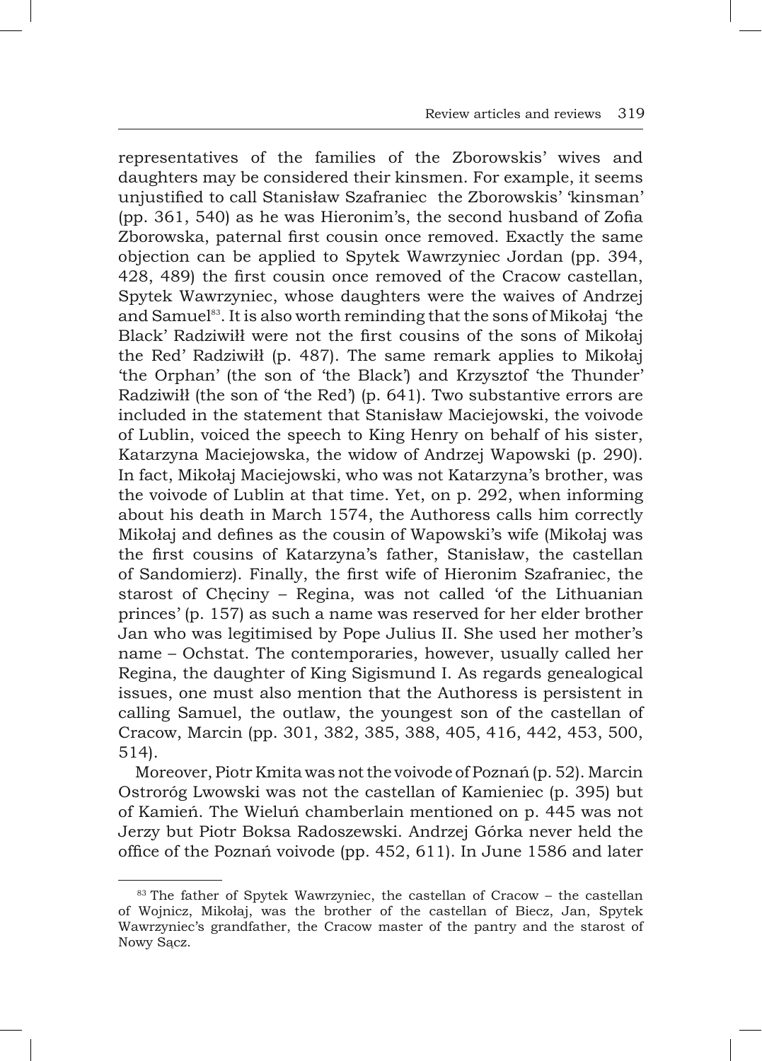representatives of the families of the Zborowskis' wives and daughters may be considered their kinsmen. For example, it seems unjustified to call Stanisław Szafraniec the Zborowskis' 'kinsman' (pp. 361, 540) as he was Hieronim's, the second husband of Zofia Zborowska, paternal first cousin once removed. Exactly the same objection can be applied to Spytek Wawrzyniec Jordan (pp. 394, 428, 489) the first cousin once removed of the Cracow castellan, Spytek Wawrzyniec, whose daughters were the waives of Andrzej and Samuel[83]. It is also worth reminding that the sons of Mikołaj 'the Black' Radziwiłł were not the first cousins of the sons of Mikołaj the Red' Radziwiłł (p. 487). The same remark applies to Mikołaj 'the Orphan' (the son of 'the Black') and Krzysztof 'the Thunder' Radziwiłł (the son of 'the Red') (p. 641). Two substantive errors are included in the statement that Stanisław Maciejowski, the voivode of Lublin, voiced the speech to King Henry on behalf of his sister, Katarzyna Maciejowska, the widow of Andrzej Wapowski (p. 290). In fact, Mikołaj Maciejowski, who was not Katarzyna's brother, was the voivode of Lublin at that time. Yet, on p. 292, when informing about his death in March 1574, the Authoress calls him correctly Mikołaj and defines as the cousin of Wapowski's wife (Mikołaj was the first cousins of Katarzyna's father, Stanisław, the castellan of Sandomierz). Finally, the first wife of Hieronim Szafraniec, the starost of Chęciny – Regina, was not called 'of the Lithuanian princes' (p. 157) as such a name was reserved for her elder brother Jan who was legitimised by Pope Julius II. She used her mother's name – Ochstat. The contemporaries, however, usually called her Regina, the daughter of King Sigismund I. As regards genealogical issues, one must also mention that the Authoress is persistent in calling Samuel, the outlaw, the youngest son of the castellan of Cracow, Marcin (pp. 301, 382, 385, 388, 405, 416, 442, 453, 500, 514).

Moreover, Piotr Kmita was not the voivode of Poznań (p. 52). Marcin Ostroróg Lwowski was not the castellan of Kamieniec (p. 395) but of Kamień. The Wieluń chamberlain mentioned on p. 445 was not Jerzy but Piotr Boksa Radoszewski. Andrzej Górka never held the office of the Poznań voivode (pp. 452, 611). In June 1586 and later

---

[83] The father of Spytek Wawrzyniec, the castellan of Cracow – the castellan of Wojnicz, Mikołaj, was the brother of the castellan of Biecz, Jan, Spytek Wawrzyniec's grandfather, the Cracow master of the pantry and the starost of Nowy Sącz.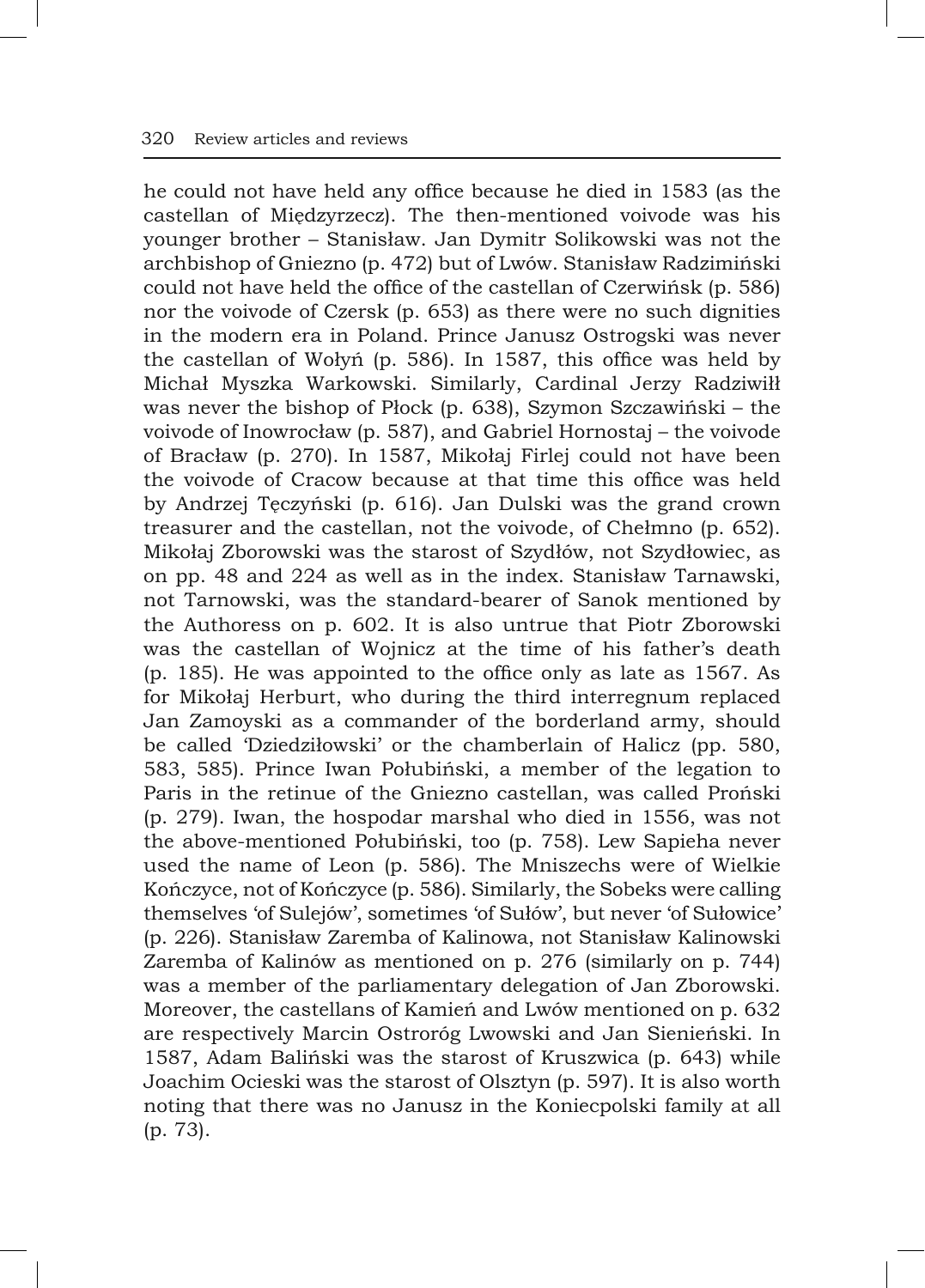he could not have held any office because he died in 1583 (as the castellan of Międzyrzecz). The then-mentioned voivode was his younger brother – Stanisław. Jan Dymitr Solikowski was not the archbishop of Gniezno (p. 472) but of Lwów. Stanisław Radzimiński could not have held the office of the castellan of Czerwińsk (p. 586) nor the voivode of Czersk (p. 653) as there were no such dignities in the modern era in Poland. Prince Janusz Ostrogski was never the castellan of Wołyń (p. 586). In 1587, this office was held by Michał Myszka Warkowski. Similarly, Cardinal Jerzy Radziwiłł was never the bishop of Płock (p. 638), Szymon Szczawiński – the voivode of Inowrocław (p. 587), and Gabriel Hornostaj – the voivode of Bracław (p. 270). In 1587, Mikołaj Firlej could not have been the voivode of Cracow because at that time this office was held by Andrzej Tęczyński (p. 616). Jan Dulski was the grand crown treasurer and the castellan, not the voivode, of Chełmno (p. 652). Mikołaj Zborowski was the starost of Szydłów, not Szydłowiec, as on pp. 48 and 224 as well as in the index. Stanisław Tarnawski, not Tarnowski, was the standard-bearer of Sanok mentioned by the Authoress on p. 602. It is also untrue that Piotr Zborowski was the castellan of Wojnicz at the time of his father's death (p. 185). He was appointed to the office only as late as 1567. As for Mikołaj Herburt, who during the third interregnum replaced Jan Zamoyski as a commander of the borderland army, should be called 'Dziedziłowski' or the chamberlain of Halicz (pp. 580, 583, 585). Prince Iwan Połubiński, a member of the legation to Paris in the retinue of the Gniezno castellan, was called Proński (p. 279). Iwan, the hospodar marshal who died in 1556, was not the above-mentioned Połubiński, too (p. 758). Lew Sapieha never used the name of Leon (p. 586). The Mniszechs were of Wielkie Kończyce, not of Kończyce (p. 586). Similarly, the Sobeks were calling themselves 'of Sulejów', sometimes 'of Sułów', but never 'of Sułowice' (p. 226). Stanisław Zaremba of Kalinowa, not Stanisław Kalinowski Zaremba of Kalinów as mentioned on p. 276 (similarly on p. 744) was a member of the parliamentary delegation of Jan Zborowski. Moreover, the castellans of Kamień and Lwów mentioned on p. 632 are respectively Marcin Ostroróg Lwowski and Jan Sienieński. In 1587, Adam Baliński was the starost of Kruszwica (p. 643) while Joachim Ocieski was the starost of Olsztyn (p. 597). It is also worth noting that there was no Janusz in the Koniecpolski family at all (p. 73).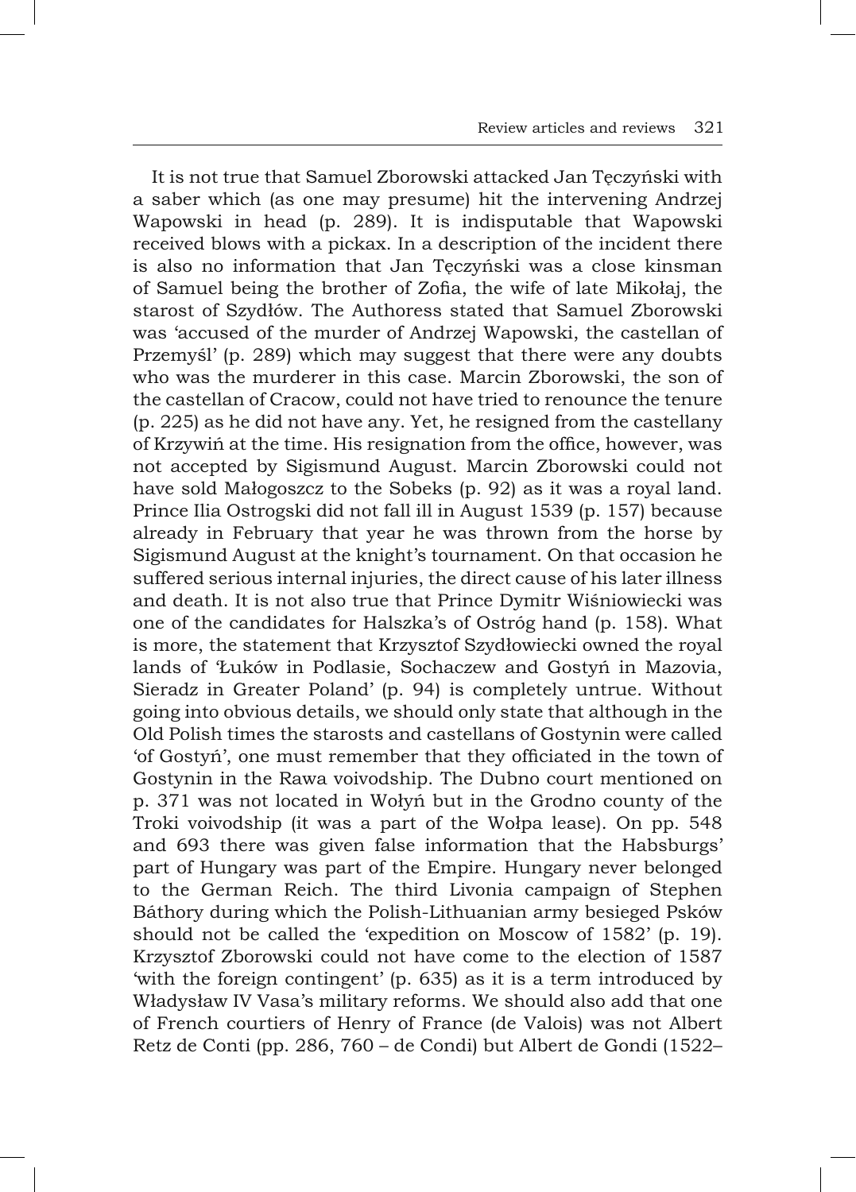It is not true that Samuel Zborowski attacked Jan Tęczyński with a saber which (as one may presume) hit the intervening Andrzej Wapowski in head (p. 289). It is indisputable that Wapowski received blows with a pickax. In a description of the incident there is also no information that Jan Tęczyński was a close kinsman of Samuel being the brother of Zofia, the wife of late Mikołaj, the starost of Szydłów. The Authoress stated that Samuel Zborowski was 'accused of the murder of Andrzej Wapowski, the castellan of Przemyśl' (p. 289) which may suggest that there were any doubts who was the murderer in this case. Marcin Zborowski, the son of the castellan of Cracow, could not have tried to renounce the tenure (p. 225) as he did not have any. Yet, he resigned from the castellany of Krzywiń at the time. His resignation from the office, however, was not accepted by Sigismund August. Marcin Zborowski could not have sold Małogoszcz to the Sobeks (p. 92) as it was a royal land. Prince Ilia Ostrogski did not fall ill in August 1539 (p. 157) because already in February that year he was thrown from the horse by Sigismund August at the knight's tournament. On that occasion he suffered serious internal injuries, the direct cause of his later illness and death. It is not also true that Prince Dymitr Wiśniowiecki was one of the candidates for Halszka's of Ostróg hand (p. 158). What is more, the statement that Krzysztof Szydłowiecki owned the royal lands of 'Łuków in Podlasie, Sochaczew and Gostyń in Mazovia, Sieradz in Greater Poland' (p. 94) is completely untrue. Without going into obvious details, we should only state that although in the Old Polish times the starosts and castellans of Gostynin were called 'of Gostyń', one must remember that they officiated in the town of Gostynin in the Rawa voivodship. The Dubno court mentioned on p. 371 was not located in Wołyń but in the Grodno county of the Troki voivodship (it was a part of the Wołpa lease). On pp. 548 and 693 there was given false information that the Habsburgs' part of Hungary was part of the Empire. Hungary never belonged to the German Reich. The third Livonia campaign of Stephen Báthory during which the Polish-Lithuanian army besieged Psków should not be called the 'expedition on Moscow of 1582' (p. 19). Krzysztof Zborowski could not have come to the election of 1587 'with the foreign contingent' (p. 635) as it is a term introduced by Władysław IV Vasa's military reforms. We should also add that one of French courtiers of Henry of France (de Valois) was not Albert Retz de Conti (pp. 286, 760 – de Condi) but Albert de Gondi (1522–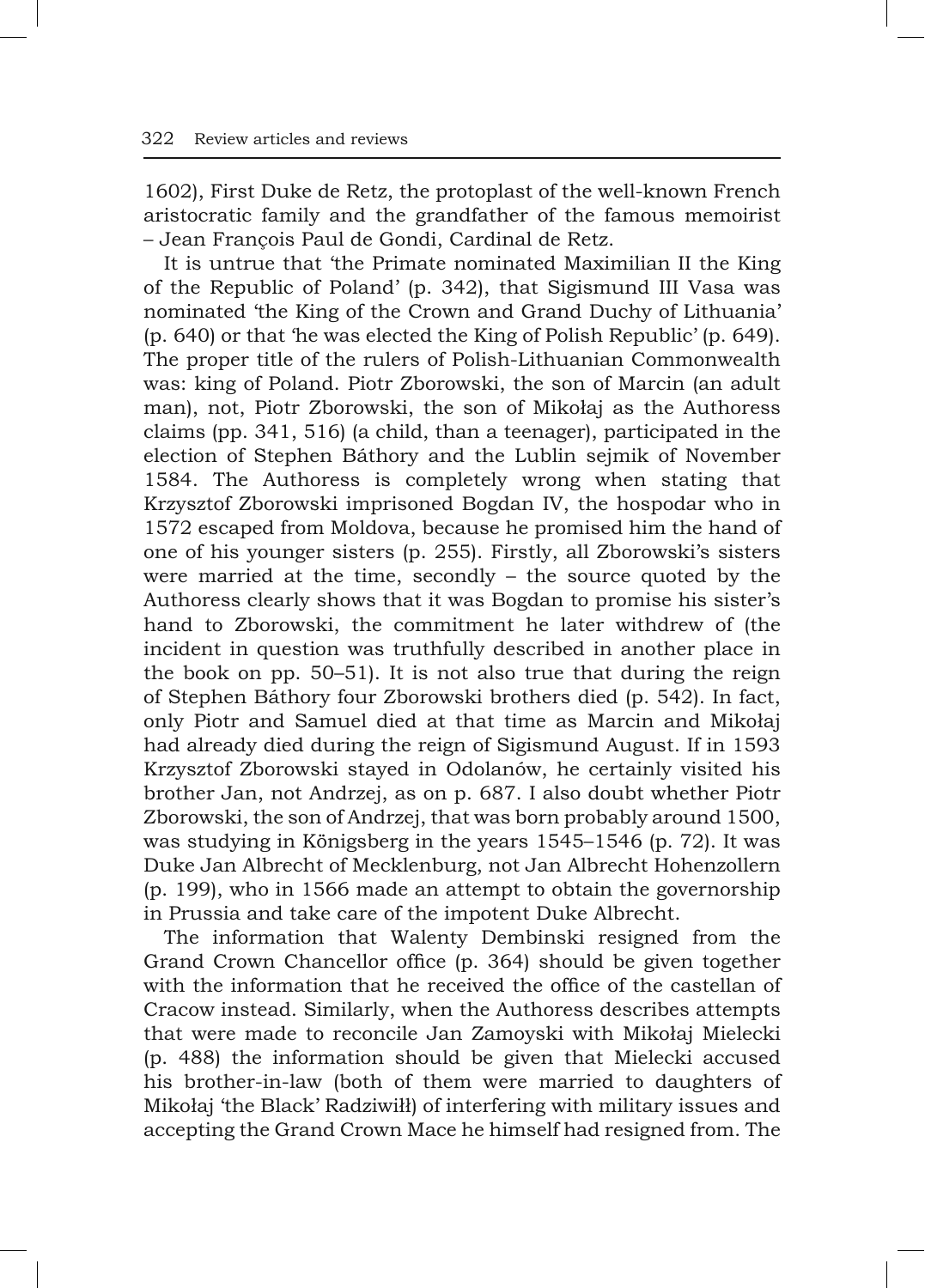1602), First Duke de Retz, the protoplast of the well-known French aristocratic family and the grandfather of the famous memoirist – Jean François Paul de Gondi, Cardinal de Retz.

It is untrue that 'the Primate nominated Maximilian II the King of the Republic of Poland' (p. 342), that Sigismund III Vasa was nominated 'the King of the Crown and Grand Duchy of Lithuania' (p. 640) or that 'he was elected the King of Polish Republic' (p. 649). The proper title of the rulers of Polish-Lithuanian Commonwealth was: king of Poland. Piotr Zborowski, the son of Marcin (an adult man), not, Piotr Zborowski, the son of Mikołaj as the Authoress claims (pp. 341, 516) (a child, than a teenager), participated in the election of Stephen Báthory and the Lublin sejmik of November 1584. The Authoress is completely wrong when stating that Krzysztof Zborowski imprisoned Bogdan IV, the hospodar who in 1572 escaped from Moldova, because he promised him the hand of one of his younger sisters (p. 255). Firstly, all Zborowski's sisters were married at the time, secondly – the source quoted by the Authoress clearly shows that it was Bogdan to promise his sister's hand to Zborowski, the commitment he later withdrew of (the incident in question was truthfully described in another place in the book on pp. 50–51). It is not also true that during the reign of Stephen Báthory four Zborowski brothers died (p. 542). In fact, only Piotr and Samuel died at that time as Marcin and Mikołaj had already died during the reign of Sigismund August. If in 1593 Krzysztof Zborowski stayed in Odolanów, he certainly visited his brother Jan, not Andrzej, as on p. 687. I also doubt whether Piotr Zborowski, the son of Andrzej, that was born probably around 1500, was studying in Königsberg in the years 1545–1546 (p. 72). It was Duke Jan Albrecht of Mecklenburg, not Jan Albrecht Hohenzollern (p. 199), who in 1566 made an attempt to obtain the governorship in Prussia and take care of the impotent Duke Albrecht.

The information that Walenty Dembinski resigned from the Grand Crown Chancellor office (p. 364) should be given together with the information that he received the office of the castellan of Cracow instead. Similarly, when the Authoress describes attempts that were made to reconcile Jan Zamoyski with Mikołaj Mielecki (p. 488) the information should be given that Mielecki accused his brother-in-law (both of them were married to daughters of Mikołaj 'the Black' Radziwiłł) of interfering with military issues and accepting the Grand Crown Mace he himself had resigned from. The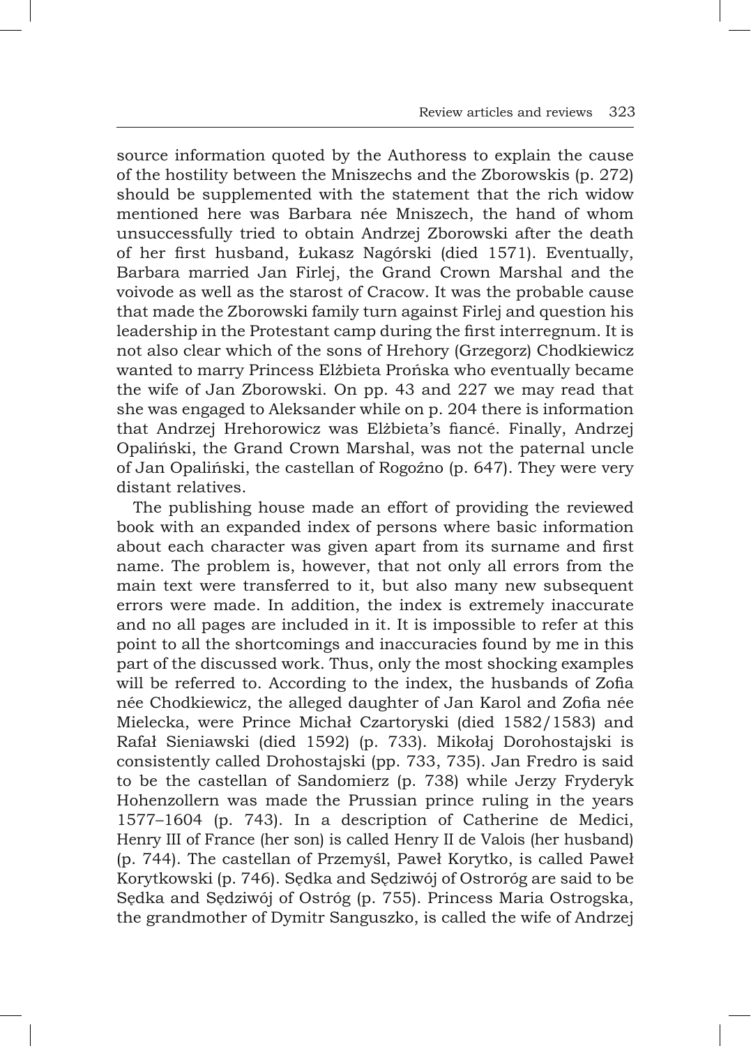source information quoted by the Authoress to explain the cause of the hostility between the Mniszechs and the Zborowskis (p. 272) should be supplemented with the statement that the rich widow mentioned here was Barbara née Mniszech, the hand of whom unsuccessfully tried to obtain Andrzej Zborowski after the death of her first husband, Łukasz Nagórski (died 1571). Eventually, Barbara married Jan Firlej, the Grand Crown Marshal and the voivode as well as the starost of Cracow. It was the probable cause that made the Zborowski family turn against Firlej and question his leadership in the Protestant camp during the first interregnum. It is not also clear which of the sons of Hrehory (Grzegorz) Chodkiewicz wanted to marry Princess Elżbieta Prońska who eventually became the wife of Jan Zborowski. On pp. 43 and 227 we may read that she was engaged to Aleksander while on p. 204 there is information that Andrzej Hrehorowicz was Elżbieta's fiancé. Finally, Andrzej Opaliński, the Grand Crown Marshal, was not the paternal uncle of Jan Opaliński, the castellan of Rogoźno (p. 647). They were very distant relatives.

The publishing house made an effort of providing the reviewed book with an expanded index of persons where basic information about each character was given apart from its surname and first name. The problem is, however, that not only all errors from the main text were transferred to it, but also many new subsequent errors were made. In addition, the index is extremely inaccurate and no all pages are included in it. It is impossible to refer at this point to all the shortcomings and inaccuracies found by me in this part of the discussed work. Thus, only the most shocking examples will be referred to. According to the index, the husbands of Zofia née Chodkiewicz, the alleged daughter of Jan Karol and Zofia née Mielecka, were Prince Michał Czartoryski (died 1582/1583) and Rafał Sieniawski (died 1592) (p. 733). Mikołaj Dorohostajski is consistently called Drohostajski (pp. 733, 735). Jan Fredro is said to be the castellan of Sandomierz (p. 738) while Jerzy Fryderyk Hohenzollern was made the Prussian prince ruling in the years 1577–1604 (p. 743). In a description of Catherine de Medici, Henry III of France (her son) is called Henry II de Valois (her husband) (p. 744). The castellan of Przemyśl, Paweł Korytko, is called Paweł Korytkowski (p. 746). Sędka and Sędziwój of Ostroróg are said to be Sędka and Sędziwój of Ostróg (p. 755). Princess Maria Ostrogska, the grandmother of Dymitr Sanguszko, is called the wife of Andrzej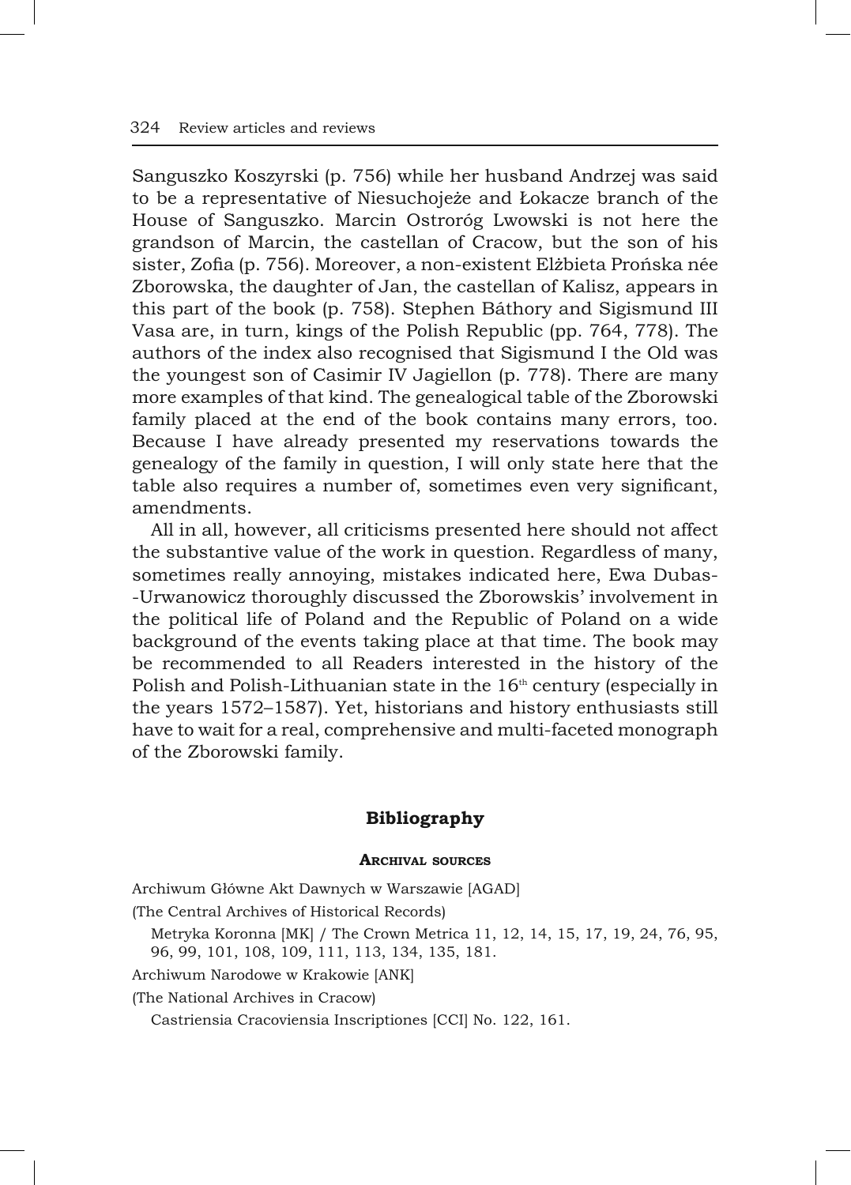Sanguszko Koszyrski (p. 756) while her husband Andrzej was said to be a representative of Niesuchojeże and Łokacze branch of the House of Sanguszko. Marcin Ostroróg Lwowski is not here the grandson of Marcin, the castellan of Cracow, but the son of his sister, Zofia (p. 756). Moreover, a non-existent Elżbieta Prońska née Zborowska, the daughter of Jan, the castellan of Kalisz, appears in this part of the book (p. 758). Stephen Báthory and Sigismund III Vasa are, in turn, kings of the Polish Republic (pp. 764, 778). The authors of the index also recognised that Sigismund I the Old was the youngest son of Casimir IV Jagiellon (p. 778). There are many more examples of that kind. The genealogical table of the Zborowski family placed at the end of the book contains many errors, too. Because I have already presented my reservations towards the genealogy of the family in question, I will only state here that the table also requires a number of, sometimes even very significant, amendments.

All in all, however, all criticisms presented here should not affect the substantive value of the work in question. Regardless of many, sometimes really annoying, mistakes indicated here, Ewa Dubas-Urwanowicz thoroughly discussed the Zborowskis' involvement in the political life of Poland and the Republic of Poland on a wide background of the events taking place at that time. The book may be recommended to all Readers interested in the history of the Polish and Polish-Lithuanian state in the 16th century (especially in the years 1572–1587). Yet, historians and history enthusiasts still have to wait for a real, comprehensive and multi-faceted monograph of the Zborowski family.

## Bibliography

### Archival sources

Archiwum Główne Akt Dawnych w Warszawie [AGAD]

(The Central Archives of Historical Records)

Metryka Koronna [MK] / The Crown Metrica 11, 12, 14, 15, 17, 19, 24, 76, 95, 96, 99, 101, 108, 109, 111, 113, 134, 135, 181.

Archiwum Narodowe w Krakowie [ANK]

(The National Archives in Cracow)

Castriensia Cracoviensia Inscriptiones [CCI] No. 122, 161.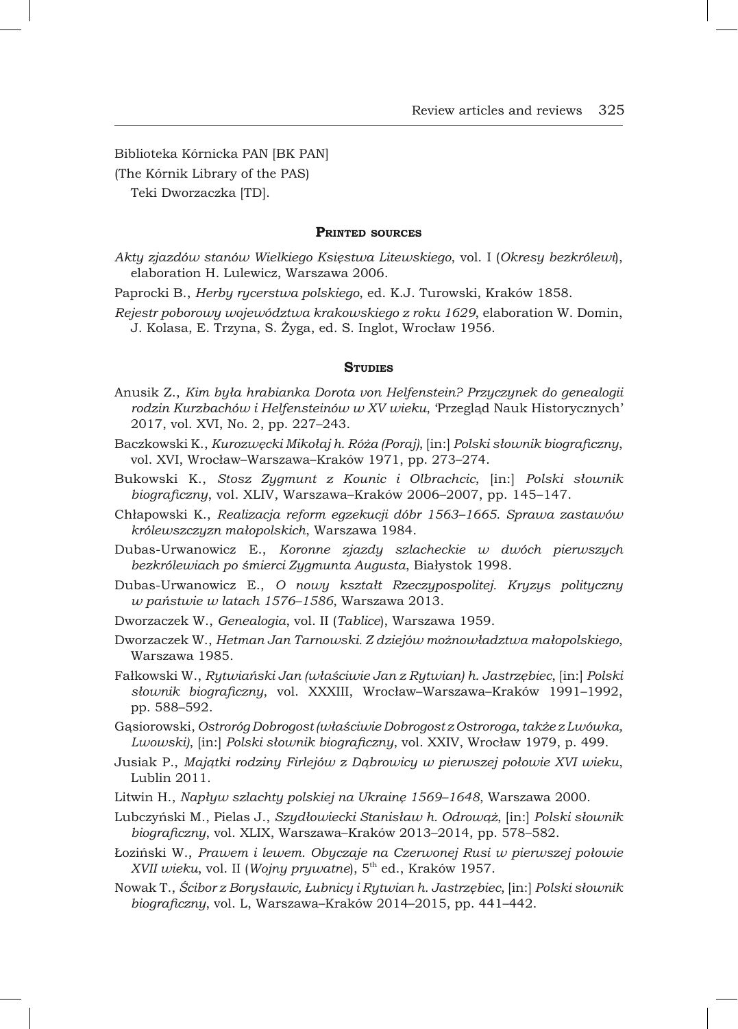Biblioteka Kórnicka PAN [BK PAN]

(The Kórnik Library of the PAS)

Teki Dworzaczka [TD].

### Printed sources

*Akty zjazdów stanów Wielkiego Księstwa Litewskiego*, vol. I (*Okresy bezkrólewi*), elaboration H. Lulewicz, Warszawa 2006.

Paprocki B., *Herby rycerstwa polskiego*, ed. K.J. Turowski, Kraków 1858.

*Rejestr poborowy województwa krakowskiego z roku 1629*, elaboration W. Domin, J. Kolasa, E. Trzyna, S. Żyga, ed. S. Inglot, Wrocław 1956.

### Studies

Anusik Z., *Kim była hrabianka Dorota von Helfenstein? Przyczynek do genealogii rodzin Kurzbachów i Helfensteinów w XV wieku*, 'Przegląd Nauk Historycznych' 2017, vol. XVI, No. 2, pp. 227–243.

Baczkowski K., *Kurozwęcki Mikołaj h. Róża (Poraj)*, [in:] *Polski słownik biograficzny*, vol. XVI, Wrocław–Warszawa–Kraków 1971, pp. 273–274.

Bukowski K., *Stosz Zygmunt z Kounic i Olbrachcic*, [in:] *Polski słownik biograficzny*, vol. XLIV, Warszawa–Kraków 2006–2007, pp. 145–147.

Chłapowski K., *Realizacja reform egzekucji dóbr 1563–1665. Sprawa zastawów królewszczyzn małopolskich*, Warszawa 1984.

Dubas-Urwanowicz E., *Koronne zjazdy szlacheckie w dwóch pierwszych bezkrólewiach po śmierci Zygmunta Augusta*, Białystok 1998.

Dubas-Urwanowicz E., *O nowy kształt Rzeczypospolitej. Kryzys polityczny w państwie w latach 1576–1586*, Warszawa 2013.

Dworzaczek W., *Genealogia*, vol. II (*Tablice*), Warszawa 1959.

Dworzaczek W., *Hetman Jan Tarnowski. Z dziejów możnowładztwa małopolskiego*, Warszawa 1985.

Fałkowski W., *Rytwiański Jan (właściwie Jan z Rytwian) h. Jastrzębiec*, [in:] *Polski słownik biograficzny*, vol. XXXIII, Wrocław–Warszawa–Kraków 1991–1992, pp. 588–592.

Gąsiorowski, *Ostroróg Dobrogost (właściwie Dobrogost z Ostroroga, także z Lwówka, Lwowski)*, [in:] *Polski słownik biograficzny*, vol. XXIV, Wrocław 1979, p. 499.

Jusiak P., *Majątki rodziny Firlejów z Dąbrowicy w pierwszej połowie XVI wieku*, Lublin 2011.

Litwin H., *Napływ szlachty polskiej na Ukrainę 1569–1648*, Warszawa 2000.

Lubczyński M., Pielas J., *Szydłowiecki Stanisław h. Odrowąż*, [in:] *Polski słownik biograficzny*, vol. XLIX, Warszawa–Kraków 2013–2014, pp. 578–582.

Łoziński W., *Prawem i lewem. Obyczaje na Czerwonej Rusi w pierwszej połowie XVII wieku*, vol. II (*Wojny prywatne*), 5th ed., Kraków 1957.

Nowak T., *Ścibor z Borysławic, Łubnicy i Rytwian h. Jastrzębiec*, [in:] *Polski słownik biograficzny*, vol. L, Warszawa–Kraków 2014–2015, pp. 441–442.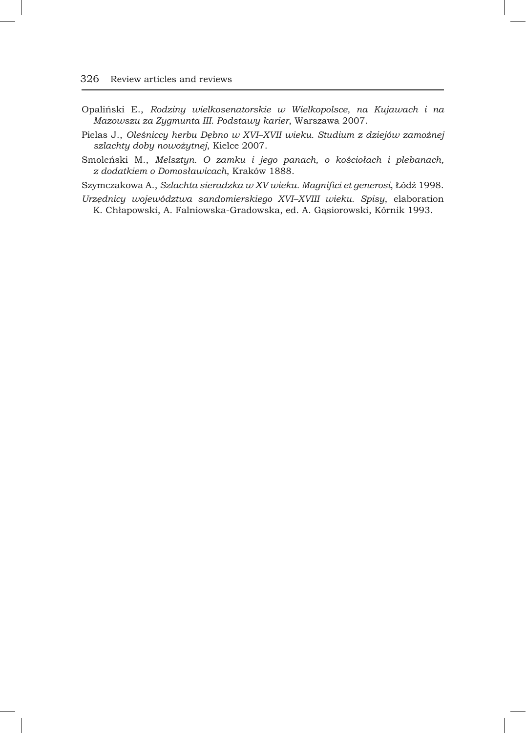Opaliński E., *Rodziny wielkosenatorskie w Wielkopolsce, na Kujawach i na Mazowszu za Zygmunta III. Podstawy karier*, Warszawa 2007.

Pielas J., *Oleśniccy herbu Dębno w XVI–XVII wieku. Studium z dziejów zamożnej szlachty doby nowożytnej*, Kielce 2007.

Smoleński M., *Melsztyn. O zamku i jego panach, o kościołach i plebanach, z dodatkiem o Domosławicach*, Kraków 1888.

Szymczakowa A., *Szlachta sieradzka w XV wieku. Magnifici et generosi*, Łódź 1998.

*Urzędnicy województwa sandomierskiego XVI–XVIII wieku. Spisy*, elaboration K. Chłapowski, A. Falniowska-Gradowska, ed. A. Gąsiorowski, Kórnik 1993.